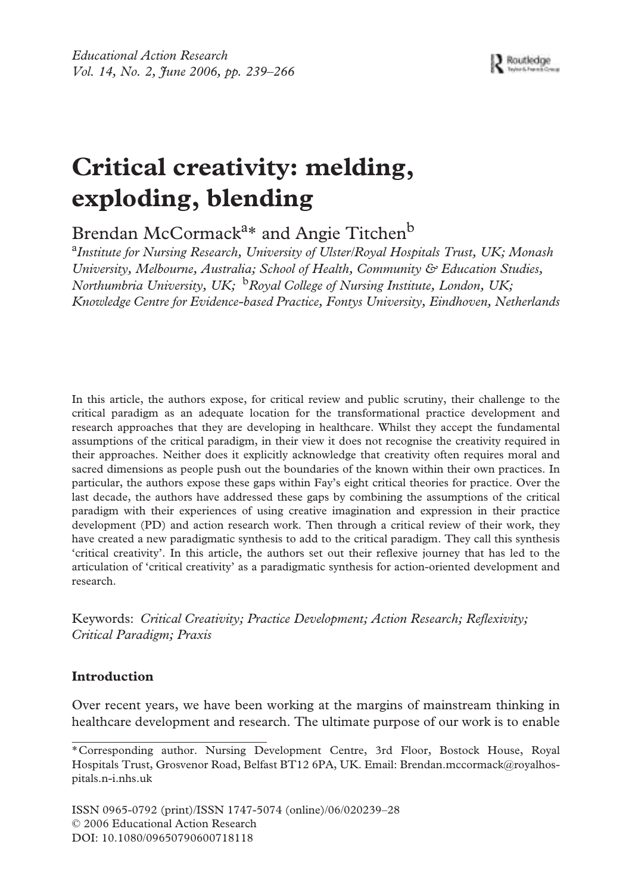# Critical creativity: melding, exploding, blending

Brendan McCormack[a]* and Angie Titchen[b]

[a] *Institute for Nursing Research, University of Ulster/Royal Hospitals Trust, UK; Monash University, Melbourne, Australia; School of Health, Community & Education Studies, Northumbria University, UK;* [b] *Royal College of Nursing Institute, London, UK; Knowledge Centre for Evidence-based Practice, Fontys University, Eindhoven, Netherlands*

In this article, the authors expose, for critical review and public scrutiny, their challenge to the critical paradigm as an adequate location for the transformational practice development and research approaches that they are developing in healthcare. Whilst they accept the fundamental assumptions of the critical paradigm, in their view it does not recognise the creativity required in their approaches. Neither does it explicitly acknowledge that creativity often requires moral and sacred dimensions as people push out the boundaries of the known within their own practices. In particular, the authors expose these gaps within Fay's eight critical theories for practice. Over the last decade, the authors have addressed these gaps by combining the assumptions of the critical paradigm with their experiences of using creative imagination and expression in their practice development (PD) and action research work. Then through a critical review of their work, they have created a new paradigmatic synthesis to add to the critical paradigm. They call this synthesis 'critical creativity'. In this article, the authors set out their reflexive journey that has led to the articulation of 'critical creativity' as a paradigmatic synthesis for action-oriented development and research.

Keywords: *Critical Creativity; Practice Development; Action Research; Reflexivity; Critical Paradigm; Praxis*

## Introduction

Over recent years, we have been working at the margins of mainstream thinking in healthcare development and research. The ultimate purpose of our work is to enable

*Corresponding author. Nursing Development Centre, 3rd Floor, Bostock House, Royal Hospitals Trust, Grosvenor Road, Belfast BT12 6PA, UK. Email: Brendan.mccormack@royalhospitals.n-i.nhs.uk

ISSN 0965-0792 (print)/ISSN 1747-5074 (online)/06/020239–28
© 2006 Educational Action Research
DOI: 10.1080/09650790600718118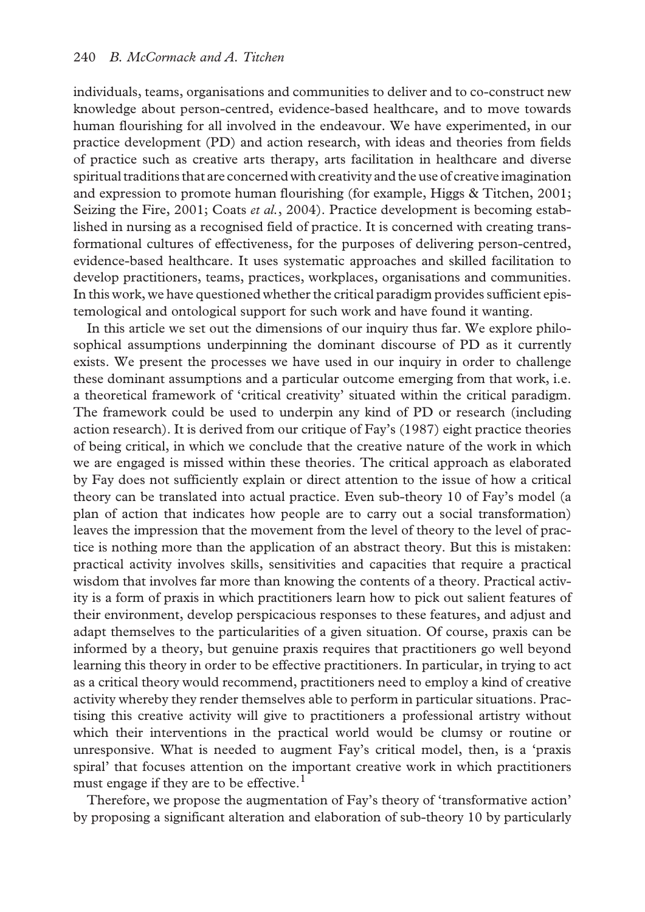individuals, teams, organisations and communities to deliver and to co-construct new knowledge about person-centred, evidence-based healthcare, and to move towards human flourishing for all involved in the endeavour. We have experimented, in our practice development (PD) and action research, with ideas and theories from fields of practice such as creative arts therapy, arts facilitation in healthcare and diverse spiritual traditions that are concerned with creativity and the use of creative imagination and expression to promote human flourishing (for example, Higgs & Titchen, 2001; Seizing the Fire, 2001; Coats *et al.*, 2004). Practice development is becoming established in nursing as a recognised field of practice. It is concerned with creating transformational cultures of effectiveness, for the purposes of delivering person-centred, evidence-based healthcare. It uses systematic approaches and skilled facilitation to develop practitioners, teams, practices, workplaces, organisations and communities. In this work, we have questioned whether the critical paradigm provides sufficient epistemological and ontological support for such work and have found it wanting.

In this article we set out the dimensions of our inquiry thus far. We explore philosophical assumptions underpinning the dominant discourse of PD as it currently exists. We present the processes we have used in our inquiry in order to challenge these dominant assumptions and a particular outcome emerging from that work, i.e. a theoretical framework of 'critical creativity' situated within the critical paradigm. The framework could be used to underpin any kind of PD or research (including action research). It is derived from our critique of Fay's (1987) eight practice theories of being critical, in which we conclude that the creative nature of the work in which we are engaged is missed within these theories. The critical approach as elaborated by Fay does not sufficiently explain or direct attention to the issue of how a critical theory can be translated into actual practice. Even sub-theory 10 of Fay's model (a plan of action that indicates how people are to carry out a social transformation) leaves the impression that the movement from the level of theory to the level of practice is nothing more than the application of an abstract theory. But this is mistaken: practical activity involves skills, sensitivities and capacities that require a practical wisdom that involves far more than knowing the contents of a theory. Practical activity is a form of praxis in which practitioners learn how to pick out salient features of their environment, develop perspicacious responses to these features, and adjust and adapt themselves to the particularities of a given situation. Of course, praxis can be informed by a theory, but genuine praxis requires that practitioners go well beyond learning this theory in order to be effective practitioners. In particular, in trying to act as a critical theory would recommend, practitioners need to employ a kind of creative activity whereby they render themselves able to perform in particular situations. Practising this creative activity will give to practitioners a professional artistry without which their interventions in the practical world would be clumsy or routine or unresponsive. What is needed to augment Fay's critical model, then, is a 'praxis spiral' that focuses attention on the important creative work in which practitioners must engage if they are to be effective.[1]

Therefore, we propose the augmentation of Fay's theory of 'transformative action' by proposing a significant alteration and elaboration of sub-theory 10 by particularly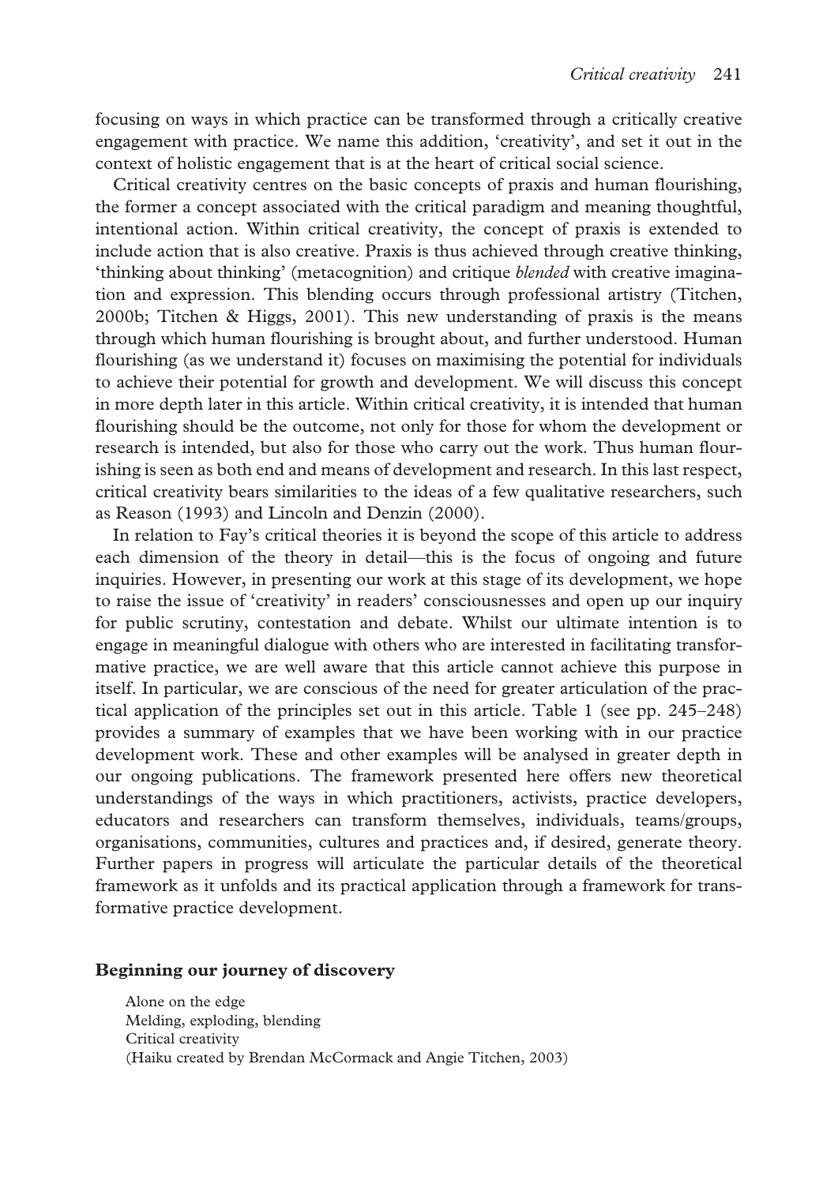focusing on ways in which practice can be transformed through a critically creative engagement with practice. We name this addition, 'creativity', and set it out in the context of holistic engagement that is at the heart of critical social science.

Critical creativity centres on the basic concepts of praxis and human flourishing, the former a concept associated with the critical paradigm and meaning thoughtful, intentional action. Within critical creativity, the concept of praxis is extended to include action that is also creative. Praxis is thus achieved through creative thinking, 'thinking about thinking' (metacognition) and critique *blended* with creative imagination and expression. This blending occurs through professional artistry (Titchen, 2000b; Titchen & Higgs, 2001). This new understanding of praxis is the means through which human flourishing is brought about, and further understood. Human flourishing (as we understand it) focuses on maximising the potential for individuals to achieve their potential for growth and development. We will discuss this concept in more depth later in this article. Within critical creativity, it is intended that human flourishing should be the outcome, not only for those for whom the development or research is intended, but also for those who carry out the work. Thus human flourishing is seen as both end and means of development and research. In this last respect, critical creativity bears similarities to the ideas of a few qualitative researchers, such as Reason (1993) and Lincoln and Denzin (2000).

In relation to Fay's critical theories it is beyond the scope of this article to address each dimension of the theory in detail—this is the focus of ongoing and future inquiries. However, in presenting our work at this stage of its development, we hope to raise the issue of 'creativity' in readers' consciousnesses and open up our inquiry for public scrutiny, contestation and debate. Whilst our ultimate intention is to engage in meaningful dialogue with others who are interested in facilitating transformative practice, we are well aware that this article cannot achieve this purpose in itself. In particular, we are conscious of the need for greater articulation of the practical application of the principles set out in this article. Table 1 (see pp. 245–248) provides a summary of examples that we have been working with in our practice development work. These and other examples will be analysed in greater depth in our ongoing publications. The framework presented here offers new theoretical understandings of the ways in which practitioners, activists, practice developers, educators and researchers can transform themselves, individuals, teams/groups, organisations, communities, cultures and practices and, if desired, generate theory. Further papers in progress will articulate the particular details of the theoretical framework as it unfolds and its practical application through a framework for transformative practice development.

## Beginning our journey of discovery

Alone on the edge
Melding, exploding, blending
Critical creativity
(Haiku created by Brendan McCormack and Angie Titchen, 2003)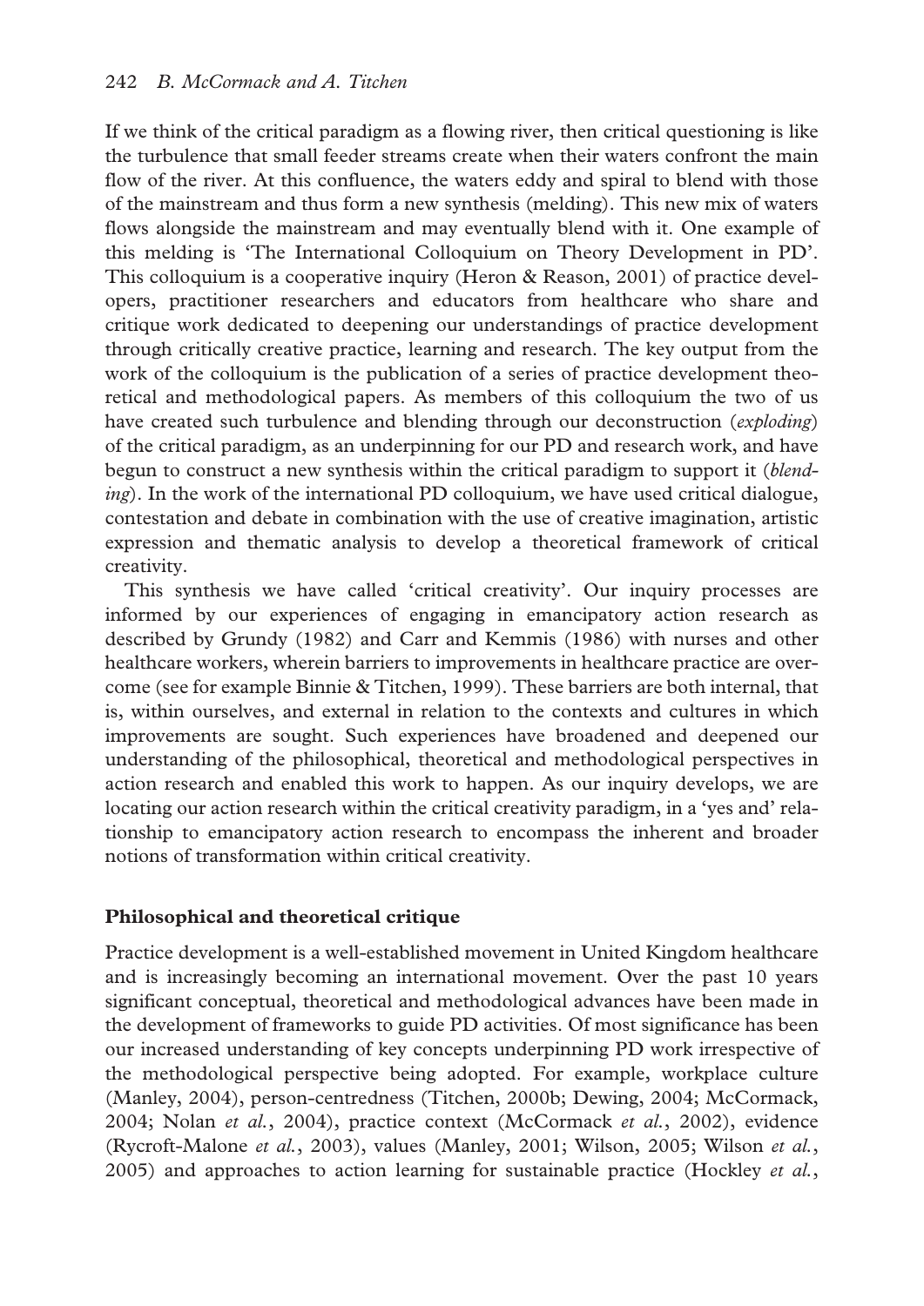If we think of the critical paradigm as a flowing river, then critical questioning is like the turbulence that small feeder streams create when their waters confront the main flow of the river. At this confluence, the waters eddy and spiral to blend with those of the mainstream and thus form a new synthesis (melding). This new mix of waters flows alongside the mainstream and may eventually blend with it. One example of this melding is 'The International Colloquium on Theory Development in PD'. This colloquium is a cooperative inquiry (Heron & Reason, 2001) of practice developers, practitioner researchers and educators from healthcare who share and critique work dedicated to deepening our understandings of practice development through critically creative practice, learning and research. The key output from the work of the colloquium is the publication of a series of practice development theoretical and methodological papers. As members of this colloquium the two of us have created such turbulence and blending through our deconstruction (*exploding*) of the critical paradigm, as an underpinning for our PD and research work, and have begun to construct a new synthesis within the critical paradigm to support it (*blending*). In the work of the international PD colloquium, we have used critical dialogue, contestation and debate in combination with the use of creative imagination, artistic expression and thematic analysis to develop a theoretical framework of critical creativity.

This synthesis we have called 'critical creativity'. Our inquiry processes are informed by our experiences of engaging in emancipatory action research as described by Grundy (1982) and Carr and Kemmis (1986) with nurses and other healthcare workers, wherein barriers to improvements in healthcare practice are overcome (see for example Binnie & Titchen, 1999). These barriers are both internal, that is, within ourselves, and external in relation to the contexts and cultures in which improvements are sought. Such experiences have broadened and deepened our understanding of the philosophical, theoretical and methodological perspectives in action research and enabled this work to happen. As our inquiry develops, we are locating our action research within the critical creativity paradigm, in a 'yes and' relationship to emancipatory action research to encompass the inherent and broader notions of transformation within critical creativity.

## Philosophical and theoretical critique

Practice development is a well-established movement in United Kingdom healthcare and is increasingly becoming an international movement. Over the past 10 years significant conceptual, theoretical and methodological advances have been made in the development of frameworks to guide PD activities. Of most significance has been our increased understanding of key concepts underpinning PD work irrespective of the methodological perspective being adopted. For example, workplace culture (Manley, 2004), person-centredness (Titchen, 2000b; Dewing, 2004; McCormack, 2004; Nolan *et al.*, 2004), practice context (McCormack *et al.*, 2002), evidence (Rycroft-Malone *et al.*, 2003), values (Manley, 2001; Wilson, 2005; Wilson *et al.*, 2005) and approaches to action learning for sustainable practice (Hockley *et al.*,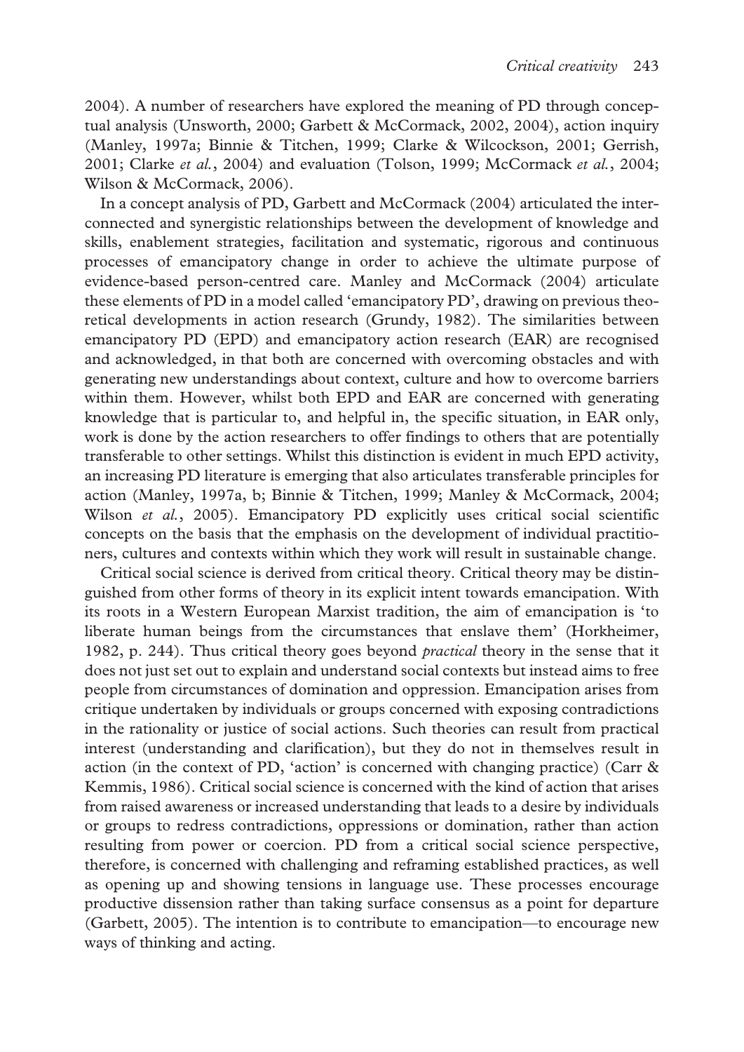2004). A number of researchers have explored the meaning of PD through conceptual analysis (Unsworth, 2000; Garbett & McCormack, 2002, 2004), action inquiry (Manley, 1997a; Binnie & Titchen, 1999; Clarke & Wilcockson, 2001; Gerrish, 2001; Clarke *et al.*, 2004) and evaluation (Tolson, 1999; McCormack *et al.*, 2004; Wilson & McCormack, 2006).

In a concept analysis of PD, Garbett and McCormack (2004) articulated the interconnected and synergistic relationships between the development of knowledge and skills, enablement strategies, facilitation and systematic, rigorous and continuous processes of emancipatory change in order to achieve the ultimate purpose of evidence-based person-centred care. Manley and McCormack (2004) articulate these elements of PD in a model called 'emancipatory PD', drawing on previous theoretical developments in action research (Grundy, 1982). The similarities between emancipatory PD (EPD) and emancipatory action research (EAR) are recognised and acknowledged, in that both are concerned with overcoming obstacles and with generating new understandings about context, culture and how to overcome barriers within them. However, whilst both EPD and EAR are concerned with generating knowledge that is particular to, and helpful in, the specific situation, in EAR only, work is done by the action researchers to offer findings to others that are potentially transferable to other settings. Whilst this distinction is evident in much EPD activity, an increasing PD literature is emerging that also articulates transferable principles for action (Manley, 1997a, b; Binnie & Titchen, 1999; Manley & McCormack, 2004; Wilson *et al.*, 2005). Emancipatory PD explicitly uses critical social scientific concepts on the basis that the emphasis on the development of individual practitioners, cultures and contexts within which they work will result in sustainable change.

Critical social science is derived from critical theory. Critical theory may be distinguished from other forms of theory in its explicit intent towards emancipation. With its roots in a Western European Marxist tradition, the aim of emancipation is 'to liberate human beings from the circumstances that enslave them' (Horkheimer, 1982, p. 244). Thus critical theory goes beyond *practical* theory in the sense that it does not just set out to explain and understand social contexts but instead aims to free people from circumstances of domination and oppression. Emancipation arises from critique undertaken by individuals or groups concerned with exposing contradictions in the rationality or justice of social actions. Such theories can result from practical interest (understanding and clarification), but they do not in themselves result in action (in the context of PD, 'action' is concerned with changing practice) (Carr & Kemmis, 1986). Critical social science is concerned with the kind of action that arises from raised awareness or increased understanding that leads to a desire by individuals or groups to redress contradictions, oppressions or domination, rather than action resulting from power or coercion. PD from a critical social science perspective, therefore, is concerned with challenging and reframing established practices, as well as opening up and showing tensions in language use. These processes encourage productive dissension rather than taking surface consensus as a point for departure (Garbett, 2005). The intention is to contribute to emancipation—to encourage new ways of thinking and acting.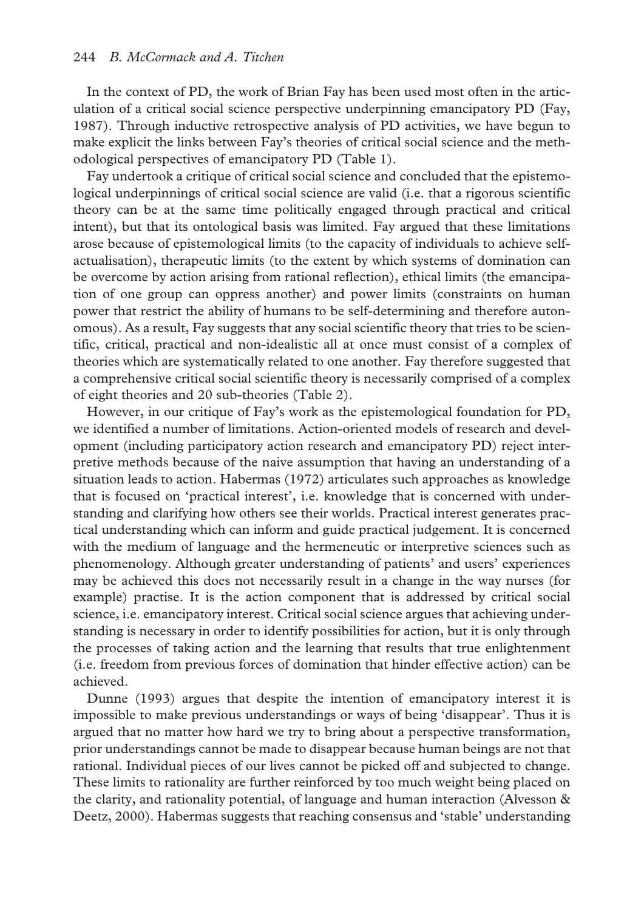In the context of PD, the work of Brian Fay has been used most often in the articulation of a critical social science perspective underpinning emancipatory PD (Fay, 1987). Through inductive retrospective analysis of PD activities, we have begun to make explicit the links between Fay's theories of critical social science and the methodological perspectives of emancipatory PD (Table 1).

Fay undertook a critique of critical social science and concluded that the epistemological underpinnings of critical social science are valid (i.e. that a rigorous scientific theory can be at the same time politically engaged through practical and critical intent), but that its ontological basis was limited. Fay argued that these limitations arose because of epistemological limits (to the capacity of individuals to achieve self-actualisation), therapeutic limits (to the extent by which systems of domination can be overcome by action arising from rational reflection), ethical limits (the emancipation of one group can oppress another) and power limits (constraints on human power that restrict the ability of humans to be self-determining and therefore autonomous). As a result, Fay suggests that any social scientific theory that tries to be scientific, critical, practical and non-idealistic all at once must consist of a complex of theories which are systematically related to one another. Fay therefore suggested that a comprehensive critical social scientific theory is necessarily comprised of a complex of eight theories and 20 sub-theories (Table 2).

However, in our critique of Fay's work as the epistemological foundation for PD, we identified a number of limitations. Action-oriented models of research and development (including participatory action research and emancipatory PD) reject interpretive methods because of the naive assumption that having an understanding of a situation leads to action. Habermas (1972) articulates such approaches as knowledge that is focused on 'practical interest', i.e. knowledge that is concerned with understanding and clarifying how others see their worlds. Practical interest generates practical understanding which can inform and guide practical judgement. It is concerned with the medium of language and the hermeneutic or interpretive sciences such as phenomenology. Although greater understanding of patients' and users' experiences may be achieved this does not necessarily result in a change in the way nurses (for example) practise. It is the action component that is addressed by critical social science, i.e. emancipatory interest. Critical social science argues that achieving understanding is necessary in order to identify possibilities for action, but it is only through the processes of taking action and the learning that results that true enlightenment (i.e. freedom from previous forces of domination that hinder effective action) can be achieved.

Dunne (1993) argues that despite the intention of emancipatory interest it is impossible to make previous understandings or ways of being 'disappear'. Thus it is argued that no matter how hard we try to bring about a perspective transformation, prior understandings cannot be made to disappear because human beings are not that rational. Individual pieces of our lives cannot be picked off and subjected to change. These limits to rationality are further reinforced by too much weight being placed on the clarity, and rationality potential, of language and human interaction (Alvesson & Deetz, 2000). Habermas suggests that reaching consensus and 'stable' understanding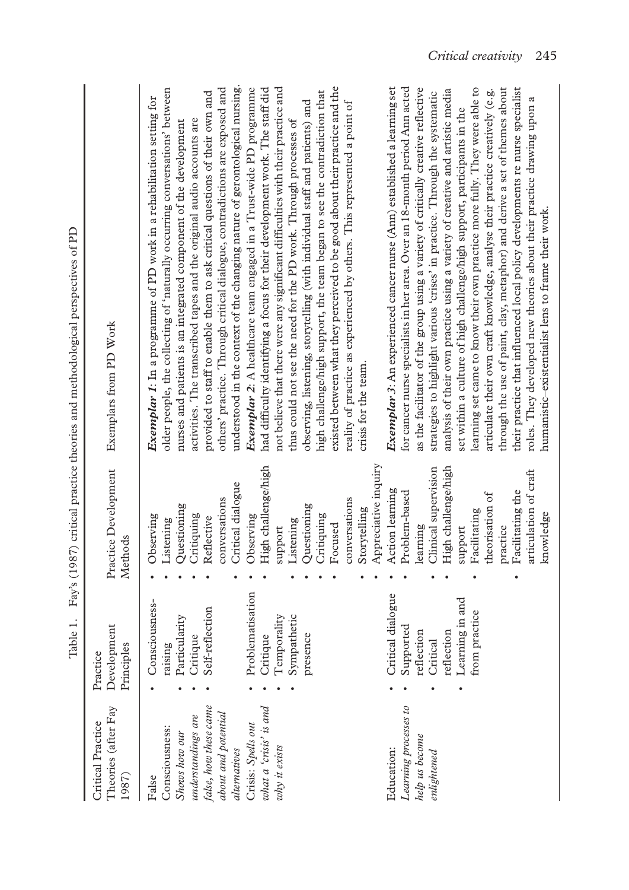Table 1. Fay's (1987) critical practice theories and methodological perspectives of PD

| Critical Practice Theories (after Fay 1987) | Practice Development Principles | Practice Development Methods | Exemplars from PD Work |
|---|---|---|---|
| False Consciousness: *Shows how our understandings are false, how these came about and potential alternatives* | • Consciousness-raising<br>• Particularity<br>• Critique<br>• Self-reflection | • Observing<br>• Listening<br>• Questioning<br>• Critiquing<br>• Reflective conversations<br>• Critical dialogue | ***Exemplar 1***: In a programme of PD work in a rehabilitation setting for older people, the collecting of 'naturally occurring conversations' between nurses and patients is an integrated component of the development activities. The transcribed tapes and the original audio accounts are provided to staff to enable them to ask critical questions of their own and others' practice. Through critical dialogue, contradictions are exposed and understood in the context of the changing nature of gerontological nursing. |
| Crisis: *Spells out what a 'crisis' is and why it exists* | • Problematisation<br>• Critique<br>• Temporality<br>• Sympathetic presence | • Observing<br>• High challenge/high support<br>• Listening<br>• Questioning<br>• Critiquing<br>• Focused conversations<br>• Storytelling<br>• Appreciative inquiry | ***Exemplar 2***: A healthcare team engaged in a Trust-wide PD programme had difficulty identifying a focus for their development work. The staff did not believe that there were any significant difficulties with their practice and thus could not see the need for the PD work. Through processes of observing, listening, storytelling (with individual staff and patients) and high challenge/high support, the team began to see the contradiction that existed between what they perceived to be good about their practice and the reality of practice as experienced by others. This represented a point of crisis for the team. |
| Education: *Learning processes to help us become enlightened* | • Critical dialogue<br>• Supported reflection<br>• Critical reflection<br>• Learning in and from practice | • Action learning<br>• Problem-based learning<br>• Clinical supervision<br>• High challenge/high support<br>• Facilitating theorisation of practice<br>• Facilitating the articulation of craft knowledge | ***Exemplar 3***: An experienced cancer nurse (Ann) established a learning set for cancer nurse specialists in her area. Over an 18-month period Ann acted as the facilitator of the group using a variety of critically creative reflective strategies to highlight various 'crises' in practice. Through the systematic analysis of their own practice using a variety of creative and artistic media set within a culture of high challenge/high support, participants in the learning set came to know their own practice more fully. They were able to articulate their own craft knowledge, analyse their practice creatively (e.g. through the use of paint, clay, metaphor) and derive a set of themes about their practice that influenced local policy developments re nurse specialist roles. They developed new theories about their practice drawing upon a humanistic–existentialist lens to frame their work. |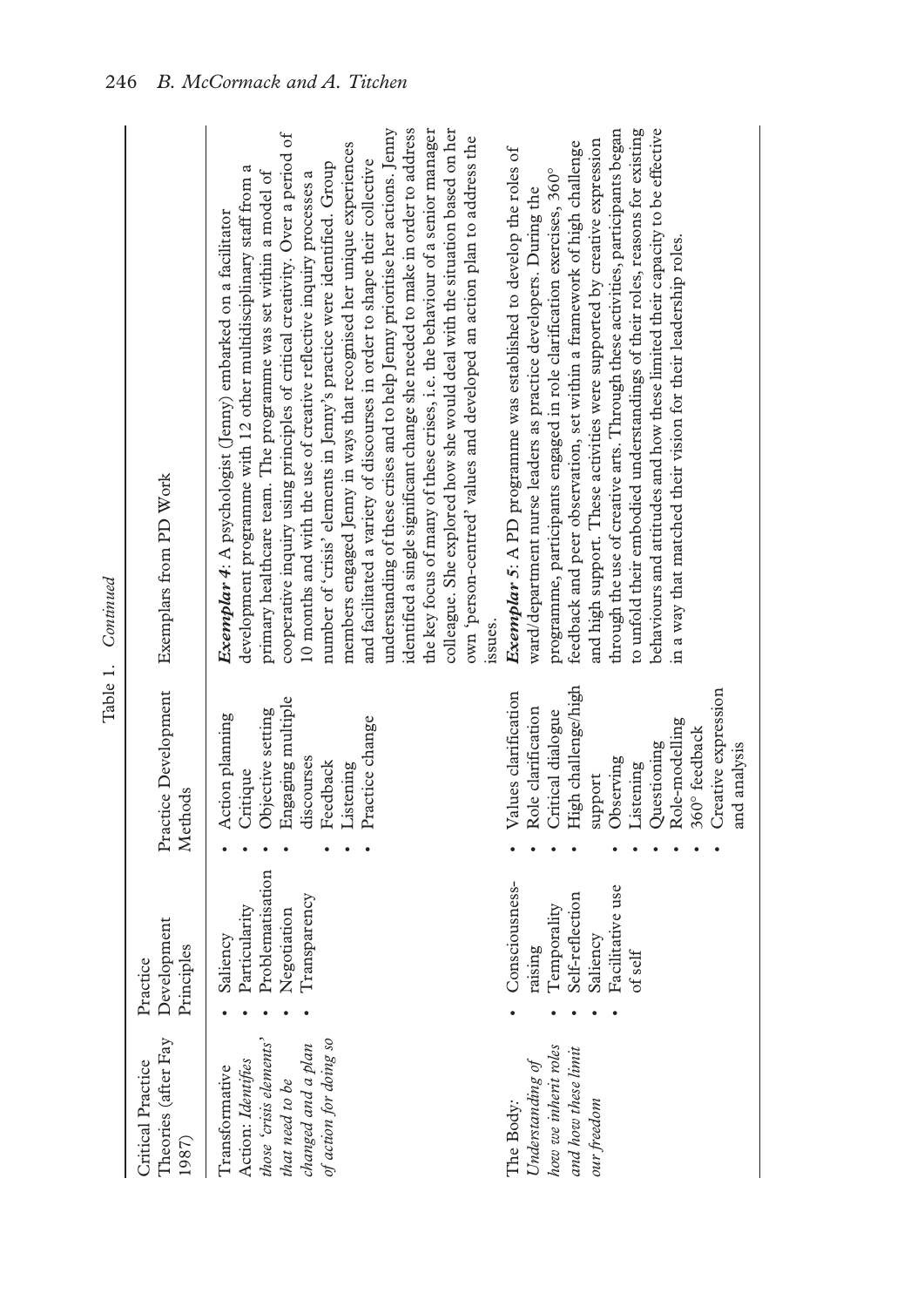Table 1. *Continued*

| Critical Practice Theories (after Fay 1987) | Practice Development Principles | Practice Development Methods | Exemplars from PD Work |
|---|---|---|---|
| Transformative Action: *Identifies those 'crisis elements' that need to be changed and a plan of action for doing so* | • Saliency<br>• Particularity<br>• Problematisation<br>• Negotiation<br>• Transparency | • Action planning<br>• Critique<br>• Objective setting<br>• Engaging multiple discourses<br>• Feedback<br>• Listening<br>• Practice change | ***Exemplar 4***: A psychologist (Jenny) embarked on a facilitator development programme with 12 other multidisciplinary staff from a primary healthcare team. The programme was set within a model of cooperative inquiry using principles of critical creativity. Over a period of 10 months and with the use of creative reflective inquiry processes a number of 'crisis' elements in Jenny's practice were identified. Group members engaged Jenny in ways that recognised her unique experiences and facilitated a variety of discourses in order to shape their collective understanding of these crises and to help Jenny prioritise her actions. Jenny identified a single significant change she needed to make in order to address the key focus of many of these crises, i.e. the behaviour of a senior manager colleague. She explored how she would deal with the situation based on her own 'person-centred' values and developed an action plan to address the issues. |
| The Body: *Understanding of how we inherit roles and how these limit our freedom* | • Consciousness-raising<br>• Temporality<br>• Self-reflection<br>• Saliency<br>• Facilitative use of self | • Values clarification<br>• Role clarification<br>• Critical dialogue<br>• High challenge/high support<br>• Observing<br>• Listening<br>• Questioning<br>• Role-modelling<br>• 360° feedback<br>• Creative expression and analysis | ***Exemplar 5***: A PD programme was established to develop the roles of ward/department nurse leaders as practice developers. During the programme, participants engaged in role clarification exercises, 360° feedback and peer observation, set within a framework of high challenge and high support. These activities were supported by creative expression through the use of creative arts. Through these activities, participants began to unfold their embodied understandings of their roles, reasons for existing behaviours and attitudes and how these limited their capacity to be effective in a way that matched their vision for their leadership roles. |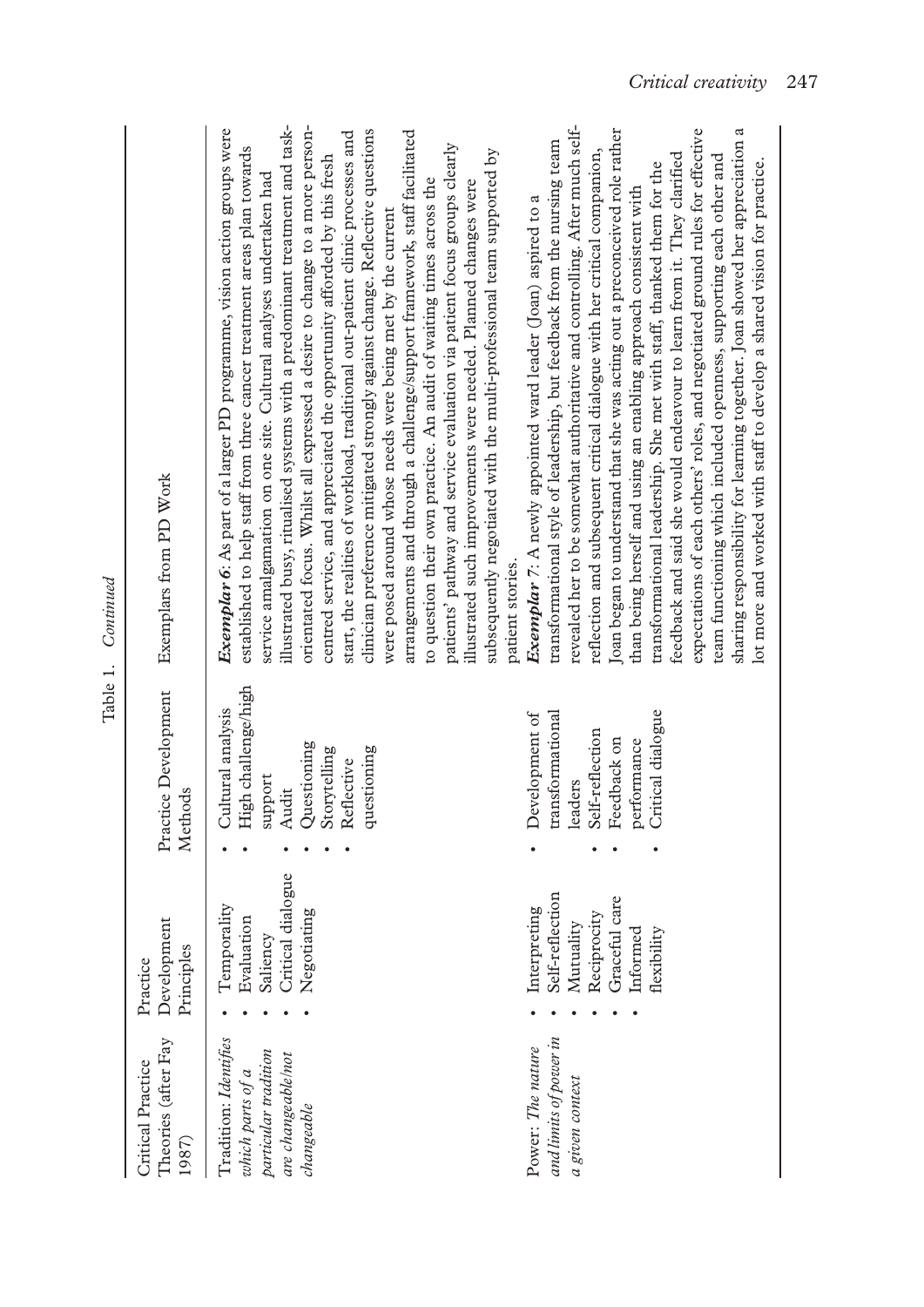Table 1. *Continued*

| Critical Practice Theories (after Fay 1987) | Practice Development Principles | Practice Development Methods | Exemplars from PD Work |
|---|---|---|---|
| Tradition: *Identifies which parts of a particular tradition are changeable/not changeable* | • Temporality<br>• Evaluation<br>• Saliency<br>• Critical dialogue<br>• Negotiating | • Cultural analysis<br>• High challenge/high support<br>• Audit<br>• Questioning<br>• Storytelling<br>• Reflective questioning | ***Exemplar 6***: As part of a larger PD programme, vision action groups were established to help staff from three cancer treatment areas plan towards service amalgamation on one site. Cultural analyses undertaken had illustrated busy, ritualised systems with a predominant treatment and task-orientated focus. Whilst all expressed a desire to change to a more person-centred service, and appreciated the opportunity afforded by this fresh start, the realities of workload, traditional out-patient clinic processes and clinician preference mitigated strongly against change. Reflective questions were posed around whose needs were being met by the current arrangements and through a challenge/support framework, staff facilitated to question their own practice. An audit of waiting times across the patients' pathway and service evaluation via patient focus groups clearly illustrated such improvements were needed. Planned changes were subsequently negotiated with the multi-professional team supported by patient stories. |
| Power: *The nature and limits of power in a given context* | • Interpreting<br>• Self-reflection<br>• Mutuality<br>• Reciprocity<br>• Graceful care<br>• Informed flexibility | • Development of transformational leaders<br>• Self-reflection<br>• Feedback on performance<br>• Critical dialogue | ***Exemplar 7***: A newly appointed ward leader (Joan) aspired to a transformational style of leadership, but feedback from the nursing team revealed her to be somewhat authoritative and controlling. After much self-reflection and subsequent critical dialogue with her critical companion, Joan began to understand that she was acting out a preconceived role rather than being herself and using an enabling approach consistent with transformational leadership. She met with staff, thanked them for the feedback and said she would endeavour to learn from it. They clarified expectations of each others' roles, and negotiated ground rules for effective team functioning which included openness, supporting each other and sharing responsibility for learning together. Joan showed her appreciation a lot more and worked with staff to develop a shared vision for practice. |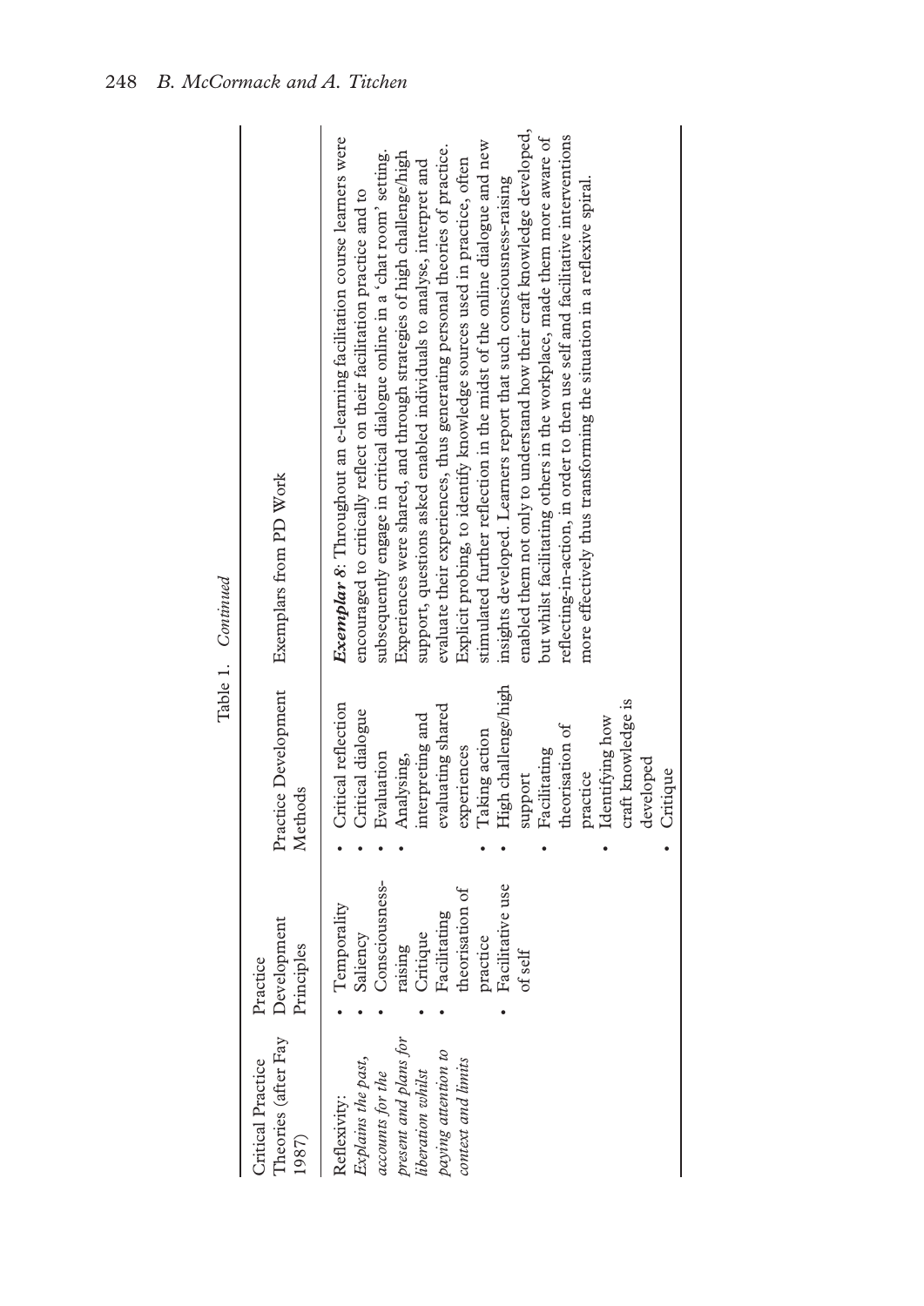Table 1. *Continued*

| Critical Practice Theories (after Fay 1987) | Practice Development Principles | Practice Development Methods | Exemplars from PD Work |
|---|---|---|---|
| Reflexivity: *Explains the past, accounts for the present and plans for liberation whilst paying attention to context and limits* | • Temporality<br>• Saliency<br>• Consciousness-raising<br>• Critique<br>• Facilitating theorisation of practice<br>• Facilitative use of self | • Critical reflection<br>• Critical dialogue<br>• Evaluation<br>• Analysing, interpreting and evaluating shared experiences<br>• Taking action<br>• High challenge/high support<br>• Facilitating theorisation of practice<br>• Identifying how craft knowledge is developed<br>• Critique | ***Exemplar 8***: Throughout an e-learning facilitation course learners were encouraged to critically reflect on their facilitation practice and to subsequently engage in critical dialogue online in a 'chat room' setting. Experiences were shared, and through strategies of high challenge/high support, questions asked enabled individuals to analyse, interpret and evaluate their experiences, thus generating personal theories of practice. Explicit probing, to identify knowledge sources used in practice, often stimulated further reflection in the midst of the online dialogue and new insights developed. Learners report that such consciousness-raising enabled them not only to understand how their craft knowledge developed, but whilst facilitating others in the workplace, made them more aware of reflecting-in-action, in order to then use self and facilitative interventions more effectively thus transforming the situation in a reflexive spiral. |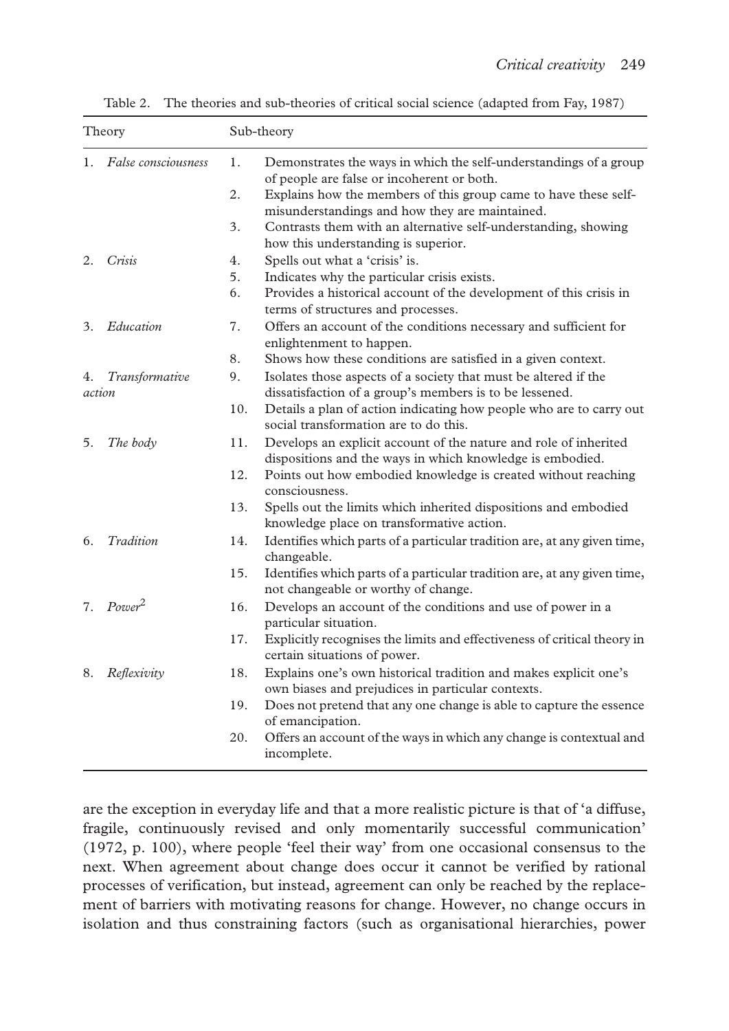Table 2. The theories and sub-theories of critical social science (adapted from Fay, 1987)

| Theory | | Sub-theory |
|---|---|---|
| 1. *False consciousness* | 1. | Demonstrates the ways in which the self-understandings of a group of people are false or incoherent or both. |
| | 2. | Explains how the members of this group came to have these self-misunderstandings and how they are maintained. |
| | 3. | Contrasts them with an alternative self-understanding, showing how this understanding is superior. |
| 2. *Crisis* | 4. | Spells out what a 'crisis' is. |
| | 5. | Indicates why the particular crisis exists. |
| | 6. | Provides a historical account of the development of this crisis in terms of structures and processes. |
| 3. *Education* | 7. | Offers an account of the conditions necessary and sufficient for enlightenment to happen. |
| | 8. | Shows how these conditions are satisfied in a given context. |
| 4. *Transformative action* | 9. | Isolates those aspects of a society that must be altered if the dissatisfaction of a group's members is to be lessened. |
| | 10. | Details a plan of action indicating how people who are to carry out social transformation are to do this. |
| 5. *The body* | 11. | Develops an explicit account of the nature and role of inherited dispositions and the ways in which knowledge is embodied. |
| | 12. | Points out how embodied knowledge is created without reaching consciousness. |
| | 13. | Spells out the limits which inherited dispositions and embodied knowledge place on transformative action. |
| 6. *Tradition* | 14. | Identifies which parts of a particular tradition are, at any given time, changeable. |
| | 15. | Identifies which parts of a particular tradition are, at any given time, not changeable or worthy of change. |
| 7. *Power*[2] | 16. | Develops an account of the conditions and use of power in a particular situation. |
| | 17. | Explicitly recognises the limits and effectiveness of critical theory in certain situations of power. |
| 8. *Reflexivity* | 18. | Explains one's own historical tradition and makes explicit one's own biases and prejudices in particular contexts. |
| | 19. | Does not pretend that any one change is able to capture the essence of emancipation. |
| | 20. | Offers an account of the ways in which any change is contextual and incomplete. |

are the exception in everyday life and that a more realistic picture is that of 'a diffuse, fragile, continuously revised and only momentarily successful communication' (1972, p. 100), where people 'feel their way' from one occasional consensus to the next. When agreement about change does occur it cannot be verified by rational processes of verification, but instead, agreement can only be reached by the replacement of barriers with motivating reasons for change. However, no change occurs in isolation and thus constraining factors (such as organisational hierarchies, power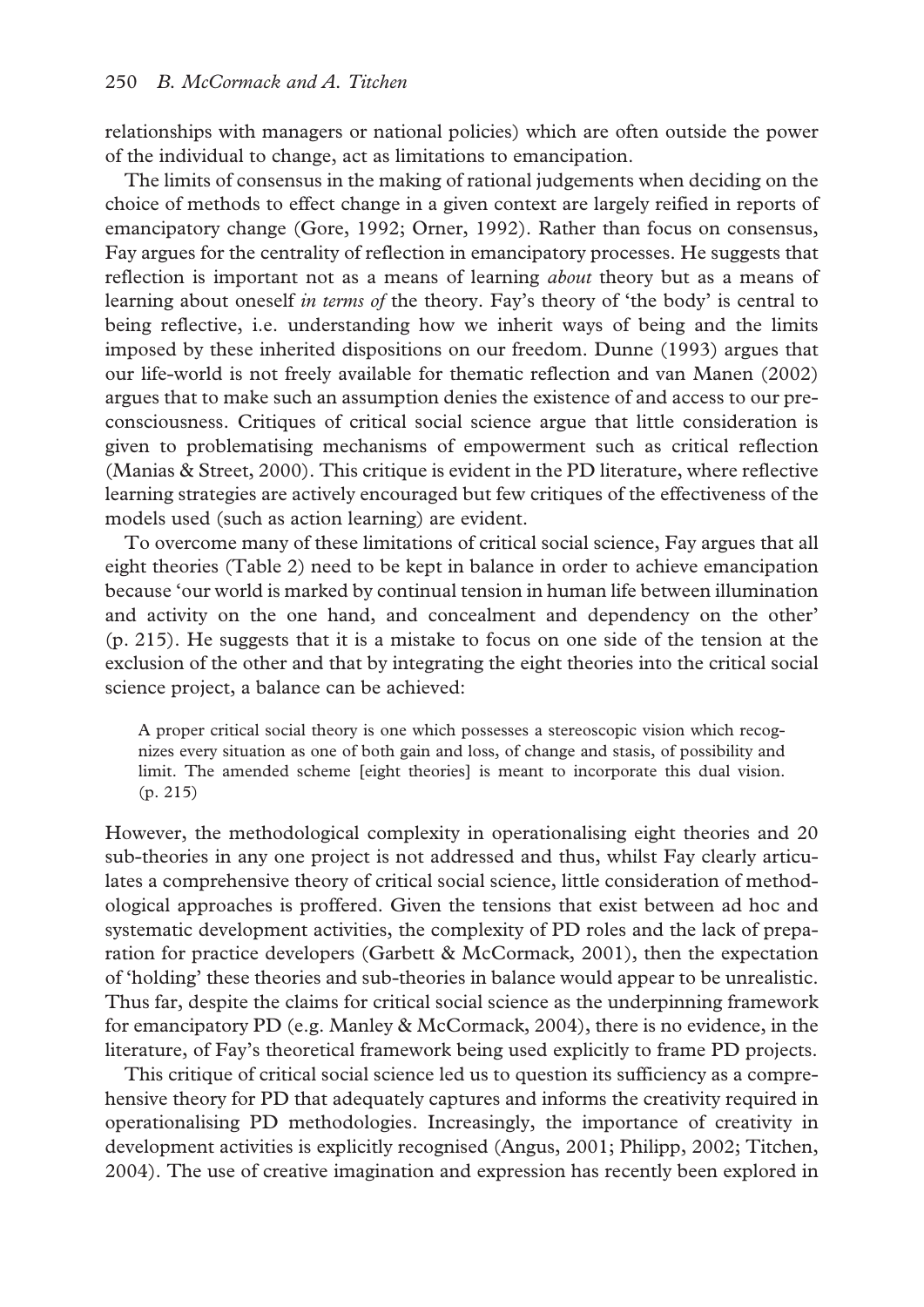relationships with managers or national policies) which are often outside the power of the individual to change, act as limitations to emancipation.

The limits of consensus in the making of rational judgements when deciding on the choice of methods to effect change in a given context are largely reified in reports of emancipatory change (Gore, 1992; Orner, 1992). Rather than focus on consensus, Fay argues for the centrality of reflection in emancipatory processes. He suggests that reflection is important not as a means of learning *about* theory but as a means of learning about oneself *in terms of* the theory. Fay's theory of 'the body' is central to being reflective, i.e. understanding how we inherit ways of being and the limits imposed by these inherited dispositions on our freedom. Dunne (1993) argues that our life-world is not freely available for thematic reflection and van Manen (2002) argues that to make such an assumption denies the existence of and access to our pre-consciousness. Critiques of critical social science argue that little consideration is given to problematising mechanisms of empowerment such as critical reflection (Manias & Street, 2000). This critique is evident in the PD literature, where reflective learning strategies are actively encouraged but few critiques of the effectiveness of the models used (such as action learning) are evident.

To overcome many of these limitations of critical social science, Fay argues that all eight theories (Table 2) need to be kept in balance in order to achieve emancipation because 'our world is marked by continual tension in human life between illumination and activity on the one hand, and concealment and dependency on the other' (p. 215). He suggests that it is a mistake to focus on one side of the tension at the exclusion of the other and that by integrating the eight theories into the critical social science project, a balance can be achieved:

> A proper critical social theory is one which possesses a stereoscopic vision which recognizes every situation as one of both gain and loss, of change and stasis, of possibility and limit. The amended scheme [eight theories] is meant to incorporate this dual vision. (p. 215)

However, the methodological complexity in operationalising eight theories and 20 sub-theories in any one project is not addressed and thus, whilst Fay clearly articulates a comprehensive theory of critical social science, little consideration of methodological approaches is proffered. Given the tensions that exist between ad hoc and systematic development activities, the complexity of PD roles and the lack of preparation for practice developers (Garbett & McCormack, 2001), then the expectation of 'holding' these theories and sub-theories in balance would appear to be unrealistic. Thus far, despite the claims for critical social science as the underpinning framework for emancipatory PD (e.g. Manley & McCormack, 2004), there is no evidence, in the literature, of Fay's theoretical framework being used explicitly to frame PD projects.

This critique of critical social science led us to question its sufficiency as a comprehensive theory for PD that adequately captures and informs the creativity required in operationalising PD methodologies. Increasingly, the importance of creativity in development activities is explicitly recognised (Angus, 2001; Philipp, 2002; Titchen, 2004). The use of creative imagination and expression has recently been explored in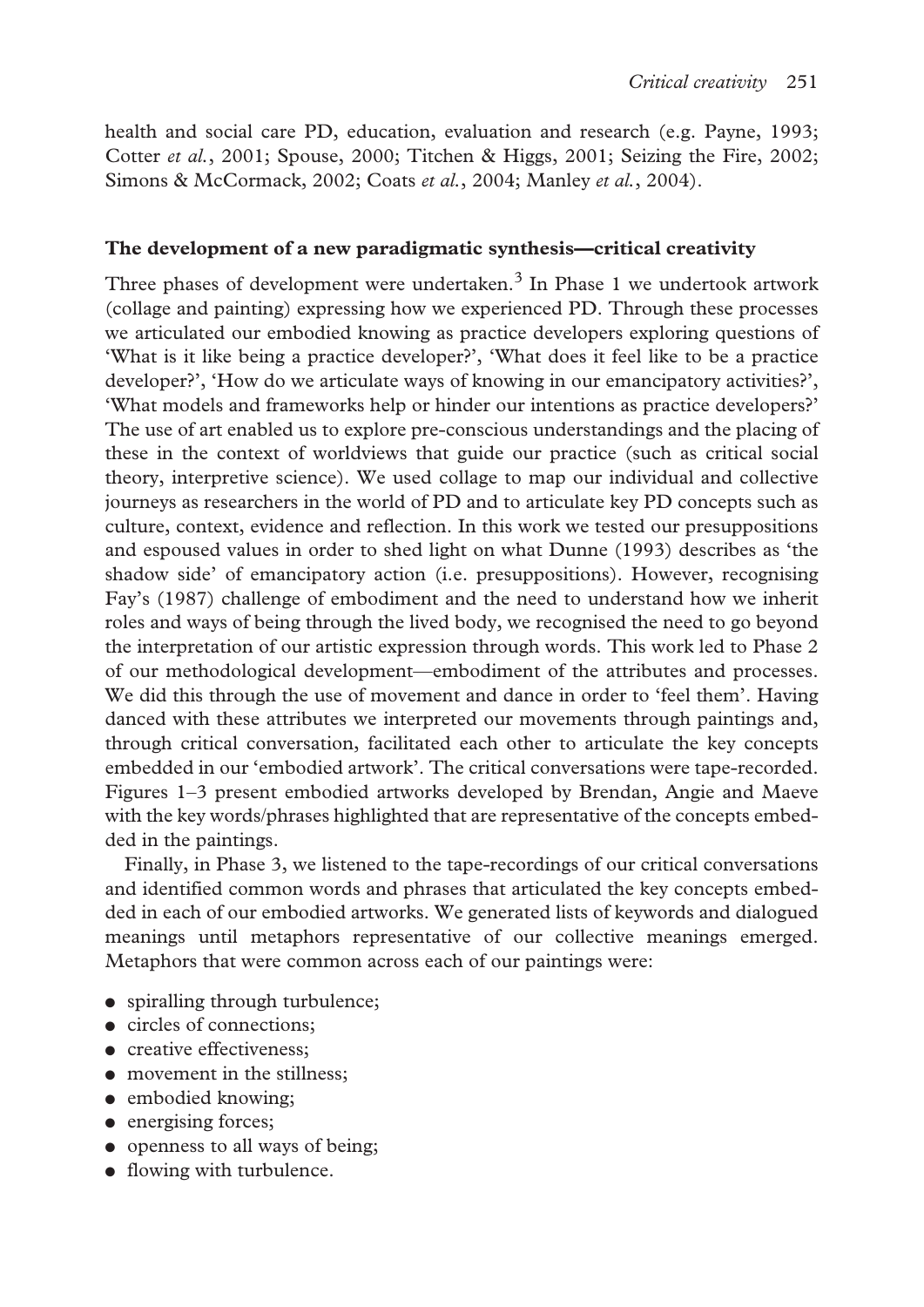health and social care PD, education, evaluation and research (e.g. Payne, 1993; Cotter *et al.*, 2001; Spouse, 2000; Titchen & Higgs, 2001; Seizing the Fire, 2002; Simons & McCormack, 2002; Coats *et al.*, 2004; Manley *et al.*, 2004).

## The development of a new paradigmatic synthesis—critical creativity

Three phases of development were undertaken.[3] In Phase 1 we undertook artwork (collage and painting) expressing how we experienced PD. Through these processes we articulated our embodied knowing as practice developers exploring questions of 'What is it like being a practice developer?', 'What does it feel like to be a practice developer?', 'How do we articulate ways of knowing in our emancipatory activities?', 'What models and frameworks help or hinder our intentions as practice developers?' The use of art enabled us to explore pre-conscious understandings and the placing of these in the context of worldviews that guide our practice (such as critical social theory, interpretive science). We used collage to map our individual and collective journeys as researchers in the world of PD and to articulate key PD concepts such as culture, context, evidence and reflection. In this work we tested our presuppositions and espoused values in order to shed light on what Dunne (1993) describes as 'the shadow side' of emancipatory action (i.e. presuppositions). However, recognising Fay's (1987) challenge of embodiment and the need to understand how we inherit roles and ways of being through the lived body, we recognised the need to go beyond the interpretation of our artistic expression through words. This work led to Phase 2 of our methodological development—embodiment of the attributes and processes. We did this through the use of movement and dance in order to 'feel them'. Having danced with these attributes we interpreted our movements through paintings and, through critical conversation, facilitated each other to articulate the key concepts embedded in our 'embodied artwork'. The critical conversations were tape-recorded. Figures 1–3 present embodied artworks developed by Brendan, Angie and Maeve with the key words/phrases highlighted that are representative of the concepts embedded in the paintings.

Finally, in Phase 3, we listened to the tape-recordings of our critical conversations and identified common words and phrases that articulated the key concepts embedded in each of our embodied artworks. We generated lists of keywords and dialogued meanings until metaphors representative of our collective meanings emerged. Metaphors that were common across each of our paintings were:

- spiralling through turbulence;
- circles of connections;
- creative effectiveness;
- movement in the stillness;
- embodied knowing;
- energising forces;
- openness to all ways of being;
- flowing with turbulence.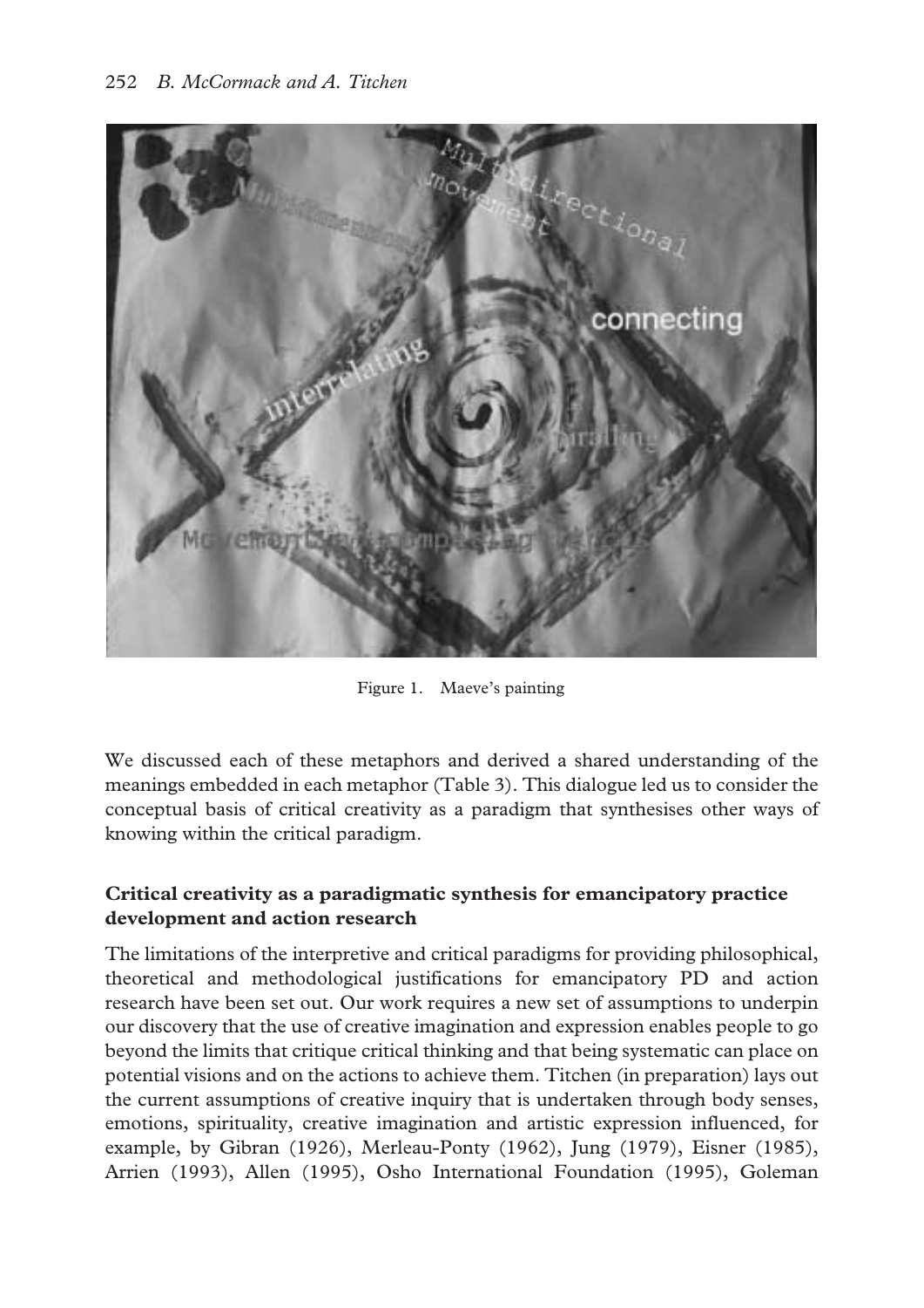Figure 1. Maeve's painting

We discussed each of these metaphors and derived a shared understanding of the meanings embedded in each metaphor (Table 3). This dialogue led us to consider the conceptual basis of critical creativity as a paradigm that synthesises other ways of knowing within the critical paradigm.

## Critical creativity as a paradigmatic synthesis for emancipatory practice development and action research

The limitations of the interpretive and critical paradigms for providing philosophical, theoretical and methodological justifications for emancipatory PD and action research have been set out. Our work requires a new set of assumptions to underpin our discovery that the use of creative imagination and expression enables people to go beyond the limits that critique critical thinking and that being systematic can place on potential visions and on the actions to achieve them. Titchen (in preparation) lays out the current assumptions of creative inquiry that is undertaken through body senses, emotions, spirituality, creative imagination and artistic expression influenced, for example, by Gibran (1926), Merleau-Ponty (1962), Jung (1979), Eisner (1985), Arrien (1993), Allen (1995), Osho International Foundation (1995), Goleman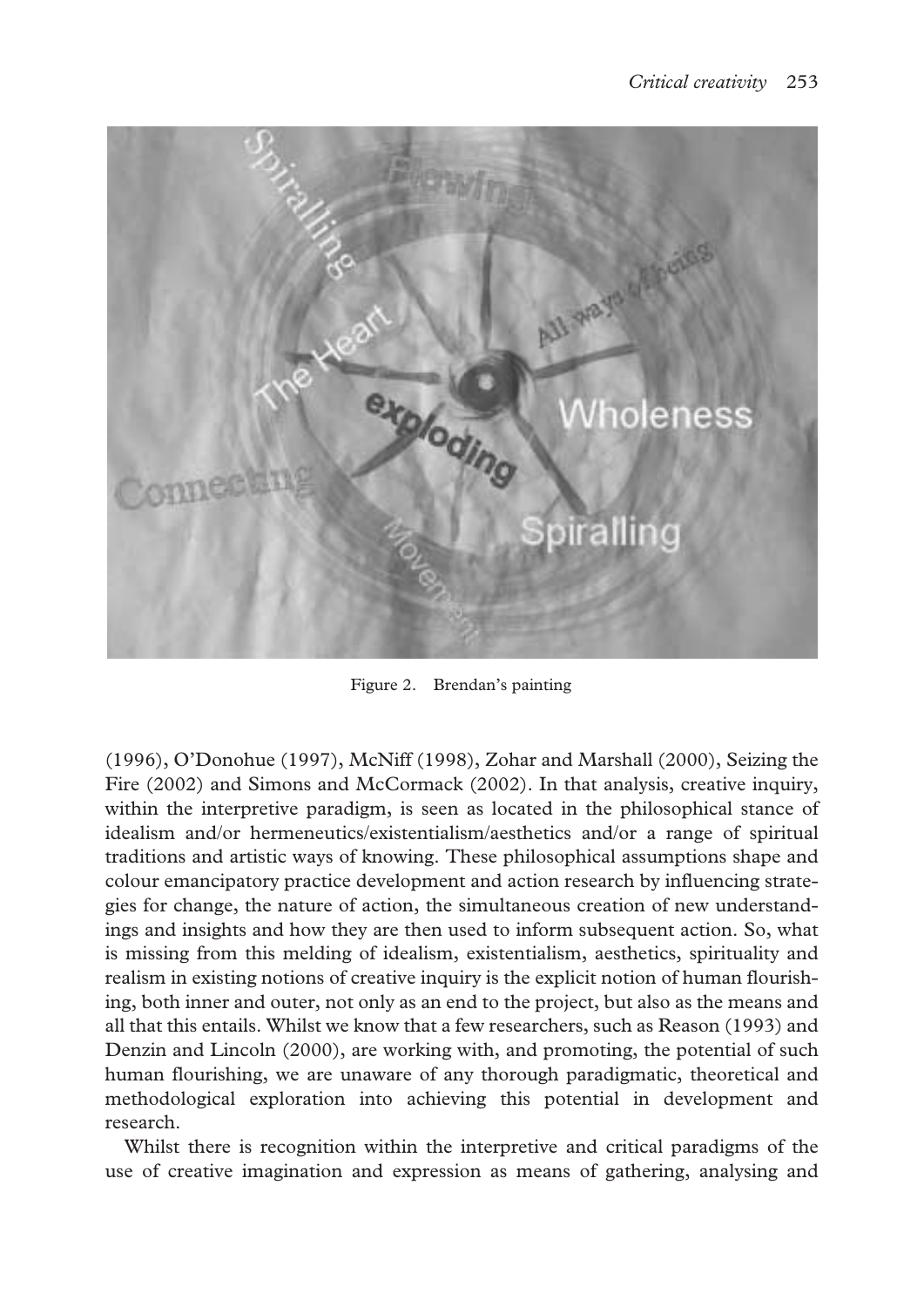Figure 2. Brendan's painting

(1996), O'Donohue (1997), McNiff (1998), Zohar and Marshall (2000), Seizing the Fire (2002) and Simons and McCormack (2002). In that analysis, creative inquiry, within the interpretive paradigm, is seen as located in the philosophical stance of idealism and/or hermeneutics/existentialism/aesthetics and/or a range of spiritual traditions and artistic ways of knowing. These philosophical assumptions shape and colour emancipatory practice development and action research by influencing strategies for change, the nature of action, the simultaneous creation of new understandings and insights and how they are then used to inform subsequent action. So, what is missing from this melding of idealism, existentialism, aesthetics, spirituality and realism in existing notions of creative inquiry is the explicit notion of human flourishing, both inner and outer, not only as an end to the project, but also as the means and all that this entails. Whilst we know that a few researchers, such as Reason (1993) and Denzin and Lincoln (2000), are working with, and promoting, the potential of such human flourishing, we are unaware of any thorough paradigmatic, theoretical and methodological exploration into achieving this potential in development and research.

Whilst there is recognition within the interpretive and critical paradigms of the use of creative imagination and expression as means of gathering, analysing and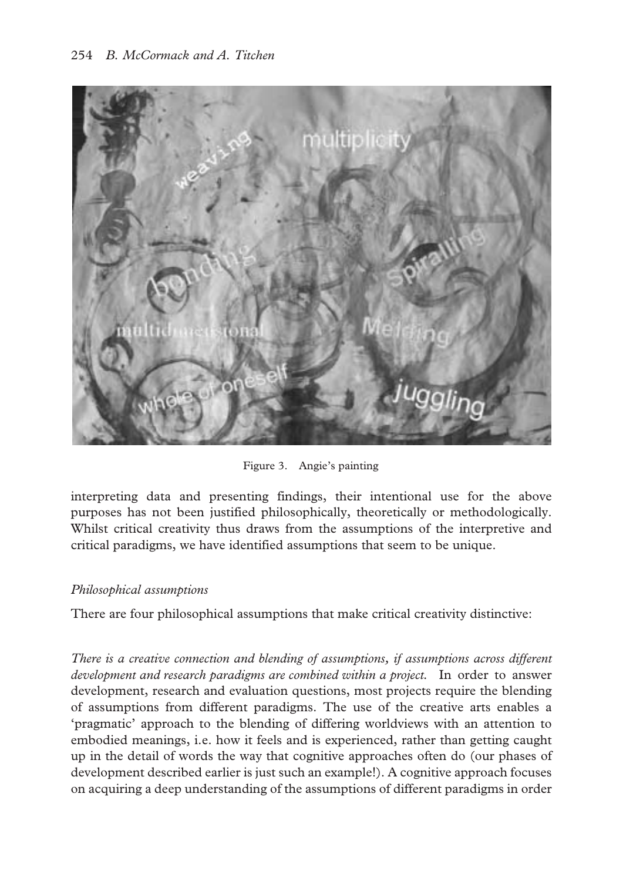Figure 3. Angie's painting

interpreting data and presenting findings, their intentional use for the above purposes has not been justified philosophically, theoretically or methodologically. Whilst critical creativity thus draws from the assumptions of the interpretive and critical paradigms, we have identified assumptions that seem to be unique.

### *Philosophical assumptions*

There are four philosophical assumptions that make critical creativity distinctive:

*There is a creative connection and blending of assumptions, if assumptions across different development and research paradigms are combined within a project.* In order to answer development, research and evaluation questions, most projects require the blending of assumptions from different paradigms. The use of the creative arts enables a 'pragmatic' approach to the blending of differing worldviews with an attention to embodied meanings, i.e. how it feels and is experienced, rather than getting caught up in the detail of words the way that cognitive approaches often do (our phases of development described earlier is just such an example!). A cognitive approach focuses on acquiring a deep understanding of the assumptions of different paradigms in order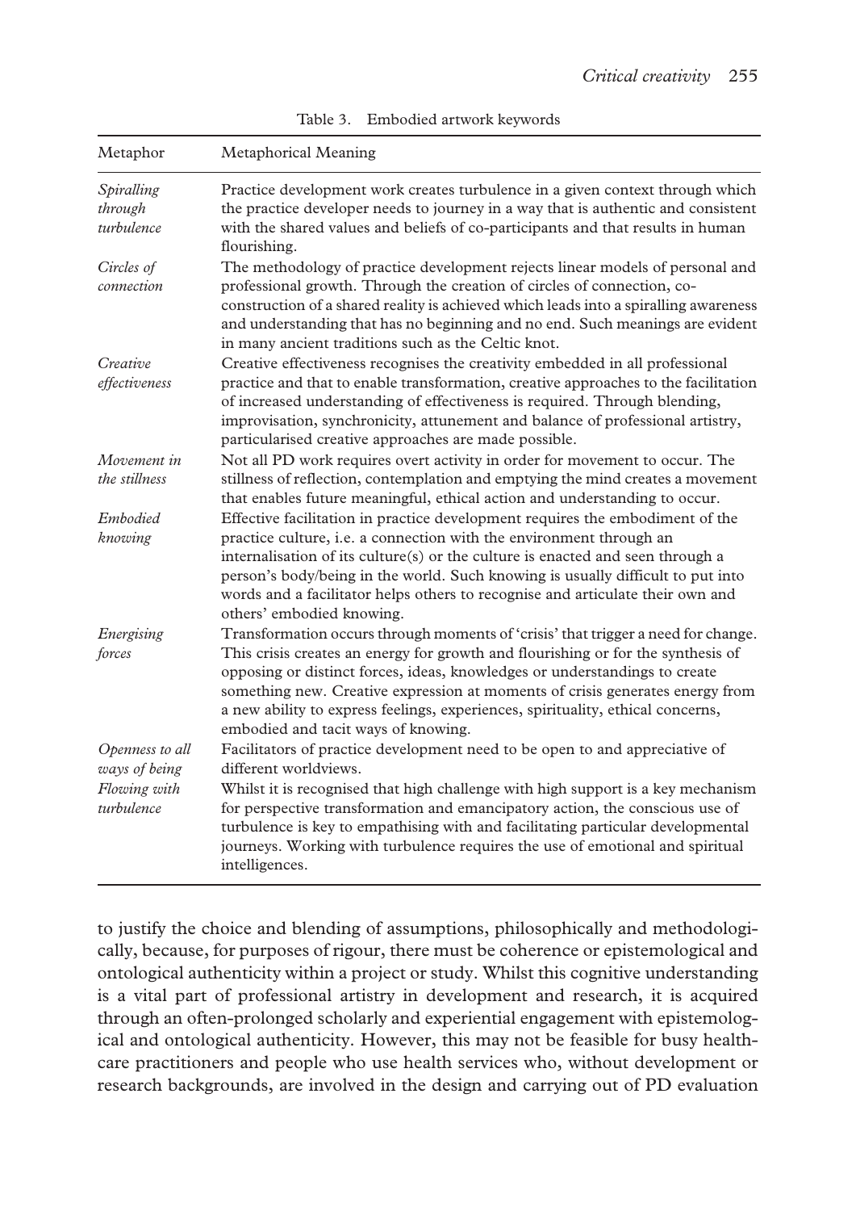Table 3. Embodied artwork keywords

| Metaphor | Metaphorical Meaning |
|---|---|
| *Spiralling through turbulence* | Practice development work creates turbulence in a given context through which the practice developer needs to journey in a way that is authentic and consistent with the shared values and beliefs of co-participants and that results in human flourishing. |
| *Circles of connection* | The methodology of practice development rejects linear models of personal and professional growth. Through the creation of circles of connection, co-construction of a shared reality is achieved which leads into a spiralling awareness and understanding that has no beginning and no end. Such meanings are evident in many ancient traditions such as the Celtic knot. |
| *Creative effectiveness* | Creative effectiveness recognises the creativity embedded in all professional practice and that to enable transformation, creative approaches to the facilitation of increased understanding of effectiveness is required. Through blending, improvisation, synchronicity, attunement and balance of professional artistry, particularised creative approaches are made possible. |
| *Movement in the stillness* | Not all PD work requires overt activity in order for movement to occur. The stillness of reflection, contemplation and emptying the mind creates a movement that enables future meaningful, ethical action and understanding to occur. |
| *Embodied knowing* | Effective facilitation in practice development requires the embodiment of the practice culture, i.e. a connection with the environment through an internalisation of its culture(s) or the culture is enacted and seen through a person's body/being in the world. Such knowing is usually difficult to put into words and a facilitator helps others to recognise and articulate their own and others' embodied knowing. |
| *Energising forces* | Transformation occurs through moments of 'crisis' that trigger a need for change. This crisis creates an energy for growth and flourishing or for the synthesis of opposing or distinct forces, ideas, knowledges or understandings to create something new. Creative expression at moments of crisis generates energy from a new ability to express feelings, experiences, spirituality, ethical concerns, embodied and tacit ways of knowing. |
| *Openness to all ways of being* | Facilitators of practice development need to be open to and appreciative of different worldviews. |
| *Flowing with turbulence* | Whilst it is recognised that high challenge with high support is a key mechanism for perspective transformation and emancipatory action, the conscious use of turbulence is key to empathising with and facilitating particular developmental journeys. Working with turbulence requires the use of emotional and spiritual intelligences. |

to justify the choice and blending of assumptions, philosophically and methodologically, because, for purposes of rigour, there must be coherence or epistemological and ontological authenticity within a project or study. Whilst this cognitive understanding is a vital part of professional artistry in development and research, it is acquired through an often-prolonged scholarly and experiential engagement with epistemological and ontological authenticity. However, this may not be feasible for busy healthcare practitioners and people who use health services who, without development or research backgrounds, are involved in the design and carrying out of PD evaluation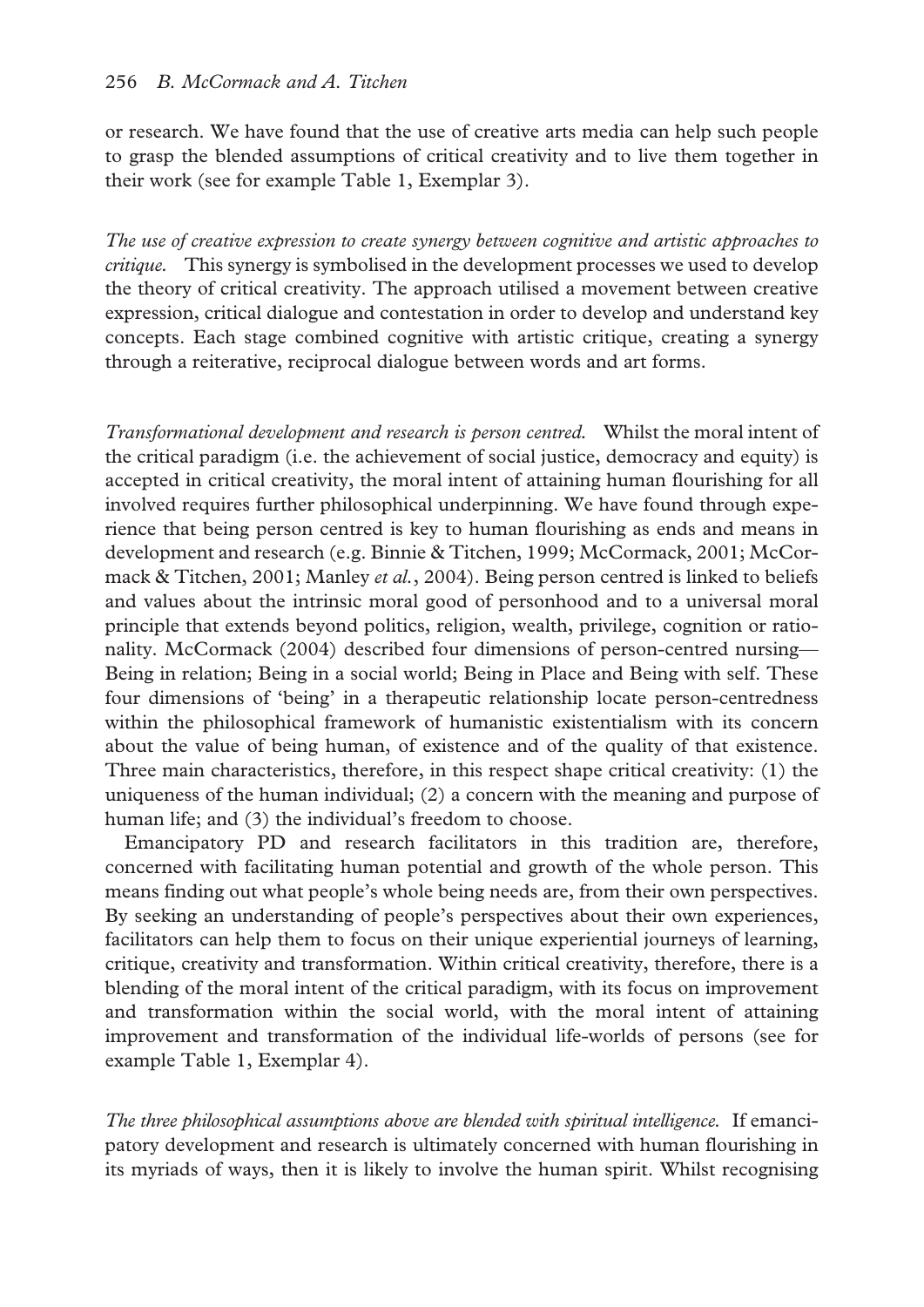or research. We have found that the use of creative arts media can help such people to grasp the blended assumptions of critical creativity and to live them together in their work (see for example Table 1, Exemplar 3).

*The use of creative expression to create synergy between cognitive and artistic approaches to critique.* This synergy is symbolised in the development processes we used to develop the theory of critical creativity. The approach utilised a movement between creative expression, critical dialogue and contestation in order to develop and understand key concepts. Each stage combined cognitive with artistic critique, creating a synergy through a reiterative, reciprocal dialogue between words and art forms.

*Transformational development and research is person centred.* Whilst the moral intent of the critical paradigm (i.e. the achievement of social justice, democracy and equity) is accepted in critical creativity, the moral intent of attaining human flourishing for all involved requires further philosophical underpinning. We have found through experience that being person centred is key to human flourishing as ends and means in development and research (e.g. Binnie & Titchen, 1999; McCormack, 2001; McCormack & Titchen, 2001; Manley *et al.*, 2004). Being person centred is linked to beliefs and values about the intrinsic moral good of personhood and to a universal moral principle that extends beyond politics, religion, wealth, privilege, cognition or rationality. McCormack (2004) described four dimensions of person-centred nursing—Being in relation; Being in a social world; Being in Place and Being with self. These four dimensions of 'being' in a therapeutic relationship locate person-centredness within the philosophical framework of humanistic existentialism with its concern about the value of being human, of existence and of the quality of that existence. Three main characteristics, therefore, in this respect shape critical creativity: (1) the uniqueness of the human individual; (2) a concern with the meaning and purpose of human life; and (3) the individual's freedom to choose.

Emancipatory PD and research facilitators in this tradition are, therefore, concerned with facilitating human potential and growth of the whole person. This means finding out what people's whole being needs are, from their own perspectives. By seeking an understanding of people's perspectives about their own experiences, facilitators can help them to focus on their unique experiential journeys of learning, critique, creativity and transformation. Within critical creativity, therefore, there is a blending of the moral intent of the critical paradigm, with its focus on improvement and transformation within the social world, with the moral intent of attaining improvement and transformation of the individual life-worlds of persons (see for example Table 1, Exemplar 4).

*The three philosophical assumptions above are blended with spiritual intelligence.* If emancipatory development and research is ultimately concerned with human flourishing in its myriads of ways, then it is likely to involve the human spirit. Whilst recognising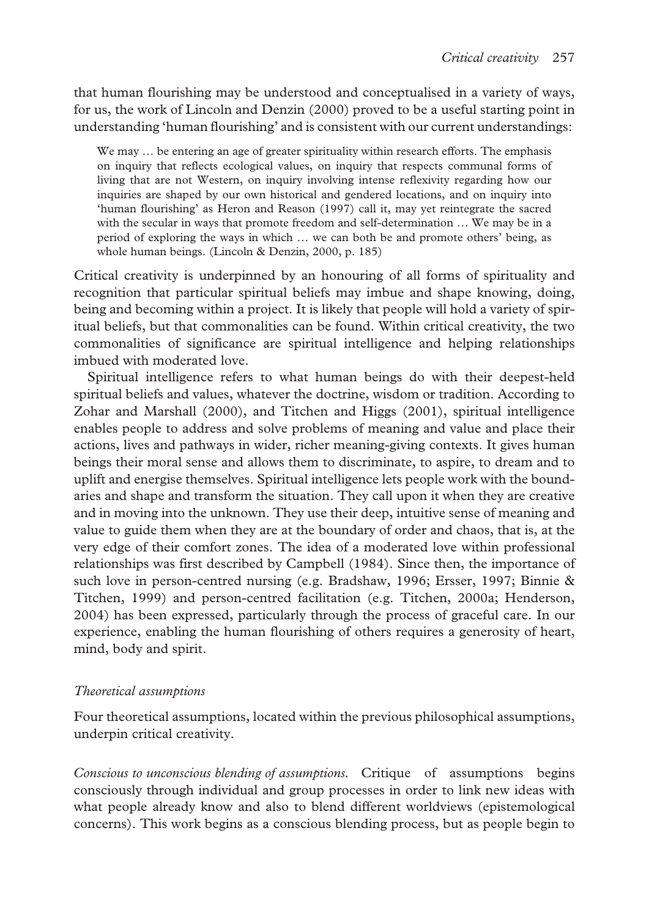that human flourishing may be understood and conceptualised in a variety of ways, for us, the work of Lincoln and Denzin (2000) proved to be a useful starting point in understanding 'human flourishing' and is consistent with our current understandings:

> We may … be entering an age of greater spirituality within research efforts. The emphasis on inquiry that reflects ecological values, on inquiry that respects communal forms of living that are not Western, on inquiry involving intense reflexivity regarding how our inquiries are shaped by our own historical and gendered locations, and on inquiry into 'human flourishing' as Heron and Reason (1997) call it, may yet reintegrate the sacred with the secular in ways that promote freedom and self-determination … We may be in a period of exploring the ways in which … we can both be and promote others' being, as whole human beings. (Lincoln & Denzin, 2000, p. 185)

Critical creativity is underpinned by an honouring of all forms of spirituality and recognition that particular spiritual beliefs may imbue and shape knowing, doing, being and becoming within a project. It is likely that people will hold a variety of spiritual beliefs, but that commonalities can be found. Within critical creativity, the two commonalities of significance are spiritual intelligence and helping relationships imbued with moderated love.

Spiritual intelligence refers to what human beings do with their deepest-held spiritual beliefs and values, whatever the doctrine, wisdom or tradition. According to Zohar and Marshall (2000), and Titchen and Higgs (2001), spiritual intelligence enables people to address and solve problems of meaning and value and place their actions, lives and pathways in wider, richer meaning-giving contexts. It gives human beings their moral sense and allows them to discriminate, to aspire, to dream and to uplift and energise themselves. Spiritual intelligence lets people work with the boundaries and shape and transform the situation. They call upon it when they are creative and in moving into the unknown. They use their deep, intuitive sense of meaning and value to guide them when they are at the boundary of order and chaos, that is, at the very edge of their comfort zones. The idea of a moderated love within professional relationships was first described by Campbell (1984). Since then, the importance of such love in person-centred nursing (e.g. Bradshaw, 1996; Ersser, 1997; Binnie & Titchen, 1999) and person-centred facilitation (e.g. Titchen, 2000a; Henderson, 2004) has been expressed, particularly through the process of graceful care. In our experience, enabling the human flourishing of others requires a generosity of heart, mind, body and spirit.

### *Theoretical assumptions*

Four theoretical assumptions, located within the previous philosophical assumptions, underpin critical creativity.

*Conscious to unconscious blending of assumptions.* Critique of assumptions begins consciously through individual and group processes in order to link new ideas with what people already know and also to blend different worldviews (epistemological concerns). This work begins as a conscious blending process, but as people begin to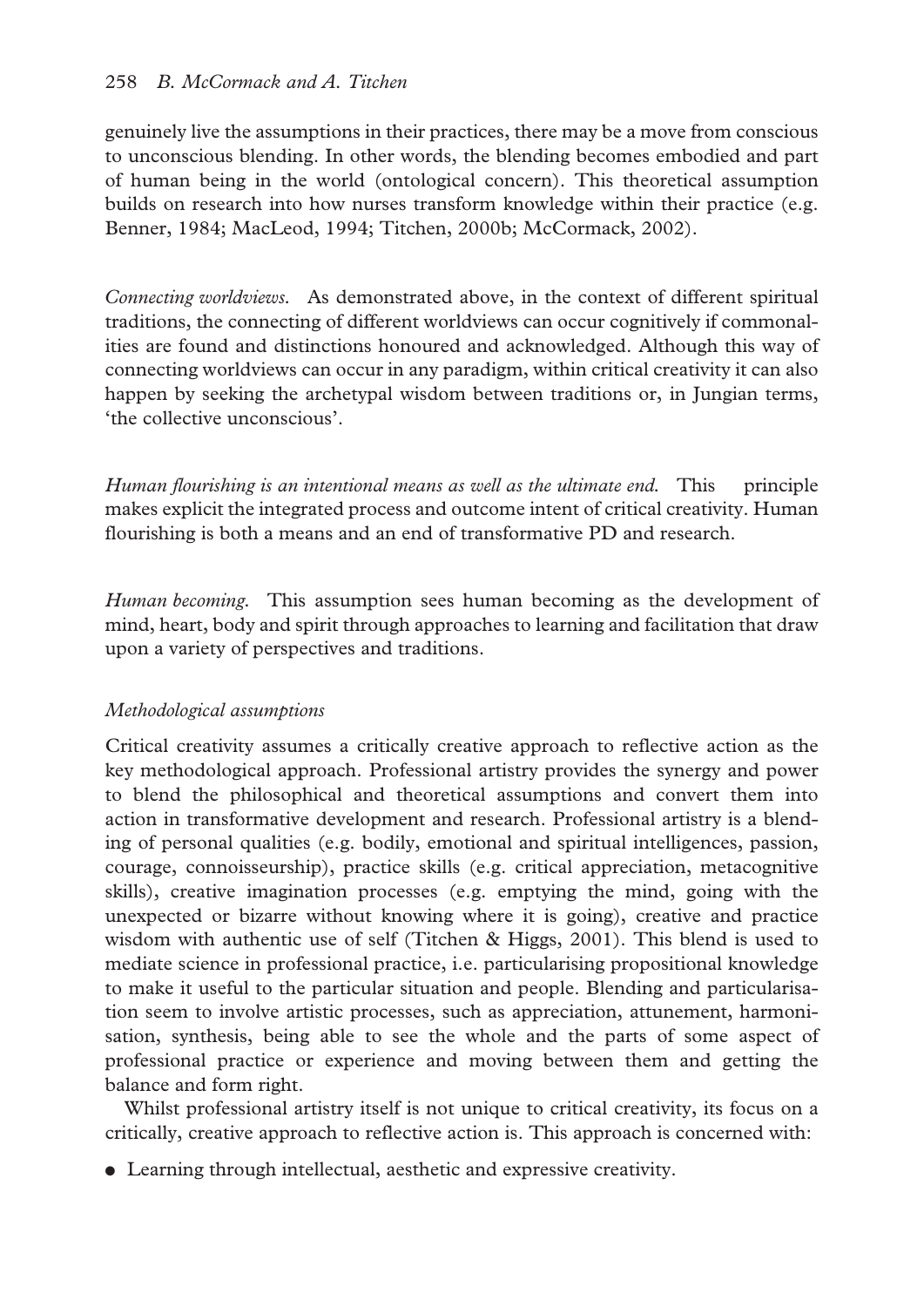genuinely live the assumptions in their practices, there may be a move from conscious to unconscious blending. In other words, the blending becomes embodied and part of human being in the world (ontological concern). This theoretical assumption builds on research into how nurses transform knowledge within their practice (e.g. Benner, 1984; MacLeod, 1994; Titchen, 2000b; McCormack, 2002).

*Connecting worldviews.* As demonstrated above, in the context of different spiritual traditions, the connecting of different worldviews can occur cognitively if commonalities are found and distinctions honoured and acknowledged. Although this way of connecting worldviews can occur in any paradigm, within critical creativity it can also happen by seeking the archetypal wisdom between traditions or, in Jungian terms, 'the collective unconscious'.

*Human flourishing is an intentional means as well as the ultimate end.* This principle makes explicit the integrated process and outcome intent of critical creativity. Human flourishing is both a means and an end of transformative PD and research.

*Human becoming.* This assumption sees human becoming as the development of mind, heart, body and spirit through approaches to learning and facilitation that draw upon a variety of perspectives and traditions.

*Methodological assumptions*

Critical creativity assumes a critically creative approach to reflective action as the key methodological approach. Professional artistry provides the synergy and power to blend the philosophical and theoretical assumptions and convert them into action in transformative development and research. Professional artistry is a blending of personal qualities (e.g. bodily, emotional and spiritual intelligences, passion, courage, connoisseurship), practice skills (e.g. critical appreciation, metacognitive skills), creative imagination processes (e.g. emptying the mind, going with the unexpected or bizarre without knowing where it is going), creative and practice wisdom with authentic use of self (Titchen & Higgs, 2001). This blend is used to mediate science in professional practice, i.e. particularising propositional knowledge to make it useful to the particular situation and people. Blending and particularisation seem to involve artistic processes, such as appreciation, attunement, harmonisation, synthesis, being able to see the whole and the parts of some aspect of professional practice or experience and moving between them and getting the balance and form right.

Whilst professional artistry itself is not unique to critical creativity, its focus on a critically, creative approach to reflective action is. This approach is concerned with:

- Learning through intellectual, aesthetic and expressive creativity.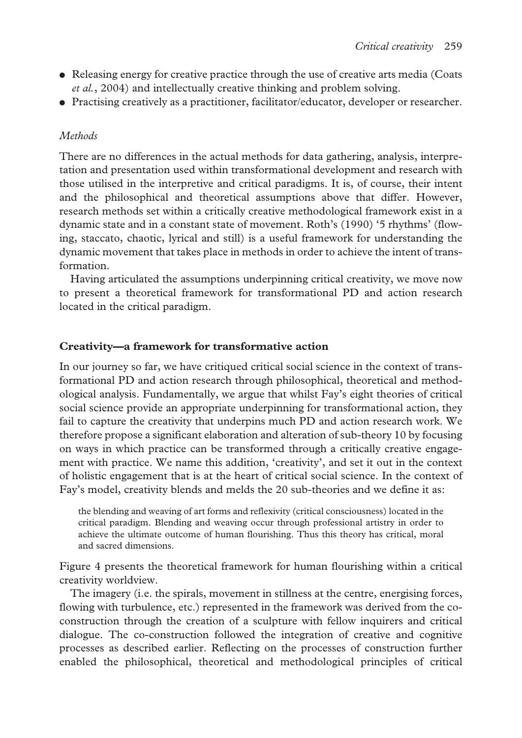- Releasing energy for creative practice through the use of creative arts media (Coats *et al.*, 2004) and intellectually creative thinking and problem solving.
- Practising creatively as a practitioner, facilitator/educator, developer or researcher.

*Methods*

There are no differences in the actual methods for data gathering, analysis, interpretation and presentation used within transformational development and research with those utilised in the interpretive and critical paradigms. It is, of course, their intent and the philosophical and theoretical assumptions above that differ. However, research methods set within a critically creative methodological framework exist in a dynamic state and in a constant state of movement. Roth's (1990) '5 rhythms' (flowing, staccato, chaotic, lyrical and still) is a useful framework for understanding the dynamic movement that takes place in methods in order to achieve the intent of transformation.

Having articulated the assumptions underpinning critical creativity, we move now to present a theoretical framework for transformational PD and action research located in the critical paradigm.

**Creativity—a framework for transformative action**

In our journey so far, we have critiqued critical social science in the context of transformational PD and action research through philosophical, theoretical and methodological analysis. Fundamentally, we argue that whilst Fay's eight theories of critical social science provide an appropriate underpinning for transformational action, they fail to capture the creativity that underpins much PD and action research work. We therefore propose a significant elaboration and alteration of sub-theory 10 by focusing on ways in which practice can be transformed through a critically creative engagement with practice. We name this addition, 'creativity', and set it out in the context of holistic engagement that is at the heart of critical social science. In the context of Fay's model, creativity blends and melds the 20 sub-theories and we define it as:

> the blending and weaving of art forms and reflexivity (critical consciousness) located in the critical paradigm. Blending and weaving occur through professional artistry in order to achieve the ultimate outcome of human flourishing. Thus this theory has critical, moral and sacred dimensions.

Figure 4 presents the theoretical framework for human flourishing within a critical creativity worldview.

The imagery (i.e. the spirals, movement in stillness at the centre, energising forces, flowing with turbulence, etc.) represented in the framework was derived from the co-construction through the creation of a sculpture with fellow inquirers and critical dialogue. The co-construction followed the integration of creative and cognitive processes as described earlier. Reflecting on the processes of construction further enabled the philosophical, theoretical and methodological principles of critical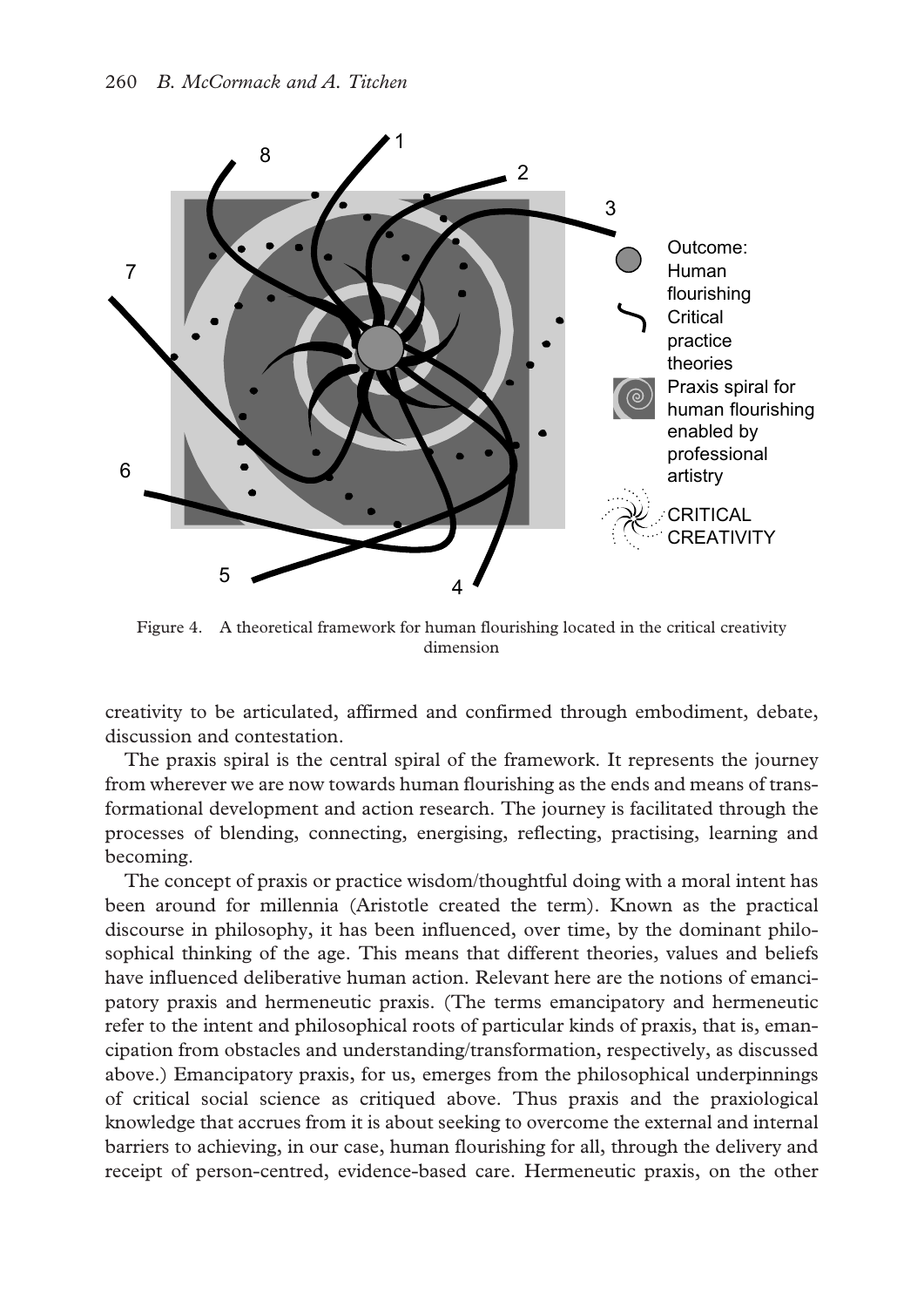Figure 4. A theoretical framework for human flourishing located in the critical creativity dimension

creativity to be articulated, affirmed and confirmed through embodiment, debate, discussion and contestation.

The praxis spiral is the central spiral of the framework. It represents the journey from wherever we are now towards human flourishing as the ends and means of transformational development and action research. The journey is facilitated through the processes of blending, connecting, energising, reflecting, practising, learning and becoming.

The concept of praxis or practice wisdom/thoughtful doing with a moral intent has been around for millennia (Aristotle created the term). Known as the practical discourse in philosophy, it has been influenced, over time, by the dominant philosophical thinking of the age. This means that different theories, values and beliefs have influenced deliberative human action. Relevant here are the notions of emancipatory praxis and hermeneutic praxis. (The terms emancipatory and hermeneutic refer to the intent and philosophical roots of particular kinds of praxis, that is, emancipation from obstacles and understanding/transformation, respectively, as discussed above.) Emancipatory praxis, for us, emerges from the philosophical underpinnings of critical social science as critiqued above. Thus praxis and the praxiological knowledge that accrues from it is about seeking to overcome the external and internal barriers to achieving, in our case, human flourishing for all, through the delivery and receipt of person-centred, evidence-based care. Hermeneutic praxis, on the other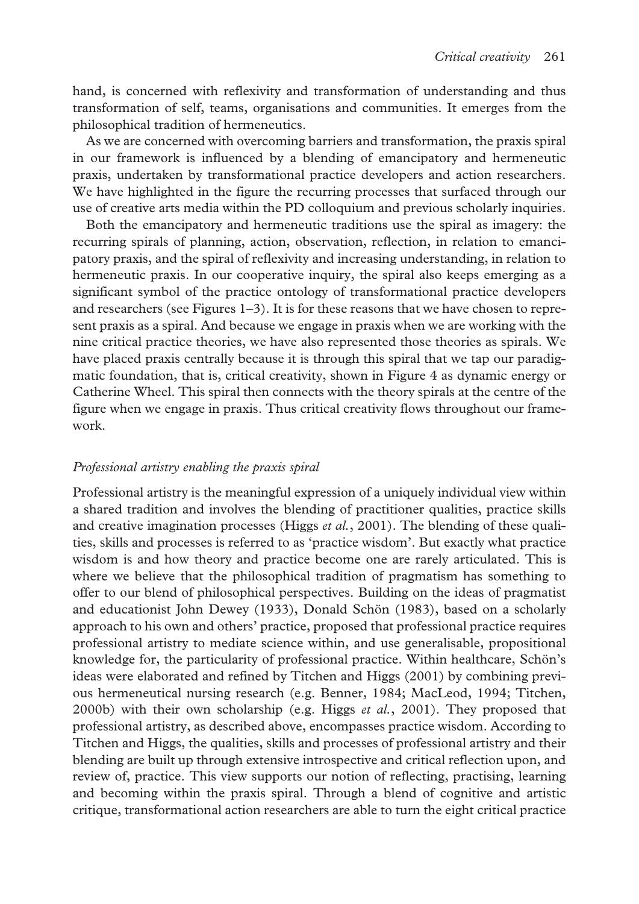hand, is concerned with reflexivity and transformation of understanding and thus transformation of self, teams, organisations and communities. It emerges from the philosophical tradition of hermeneutics.

As we are concerned with overcoming barriers and transformation, the praxis spiral in our framework is influenced by a blending of emancipatory and hermeneutic praxis, undertaken by transformational practice developers and action researchers. We have highlighted in the figure the recurring processes that surfaced through our use of creative arts media within the PD colloquium and previous scholarly inquiries.

Both the emancipatory and hermeneutic traditions use the spiral as imagery: the recurring spirals of planning, action, observation, reflection, in relation to emancipatory praxis, and the spiral of reflexivity and increasing understanding, in relation to hermeneutic praxis. In our cooperative inquiry, the spiral also keeps emerging as a significant symbol of the practice ontology of transformational practice developers and researchers (see Figures 1–3). It is for these reasons that we have chosen to represent praxis as a spiral. And because we engage in praxis when we are working with the nine critical practice theories, we have also represented those theories as spirals. We have placed praxis centrally because it is through this spiral that we tap our paradigmatic foundation, that is, critical creativity, shown in Figure 4 as dynamic energy or Catherine Wheel. This spiral then connects with the theory spirals at the centre of the figure when we engage in praxis. Thus critical creativity flows throughout our framework.

### *Professional artistry enabling the praxis spiral*

Professional artistry is the meaningful expression of a uniquely individual view within a shared tradition and involves the blending of practitioner qualities, practice skills and creative imagination processes (Higgs *et al.*, 2001). The blending of these qualities, skills and processes is referred to as 'practice wisdom'. But exactly what practice wisdom is and how theory and practice become one are rarely articulated. This is where we believe that the philosophical tradition of pragmatism has something to offer to our blend of philosophical perspectives. Building on the ideas of pragmatist and educationist John Dewey (1933), Donald Schön (1983), based on a scholarly approach to his own and others' practice, proposed that professional practice requires professional artistry to mediate science within, and use generalisable, propositional knowledge for, the particularity of professional practice. Within healthcare, Schön's ideas were elaborated and refined by Titchen and Higgs (2001) by combining previous hermeneutical nursing research (e.g. Benner, 1984; MacLeod, 1994; Titchen, 2000b) with their own scholarship (e.g. Higgs *et al.*, 2001). They proposed that professional artistry, as described above, encompasses practice wisdom. According to Titchen and Higgs, the qualities, skills and processes of professional artistry and their blending are built up through extensive introspective and critical reflection upon, and review of, practice. This view supports our notion of reflecting, practising, learning and becoming within the praxis spiral. Through a blend of cognitive and artistic critique, transformational action researchers are able to turn the eight critical practice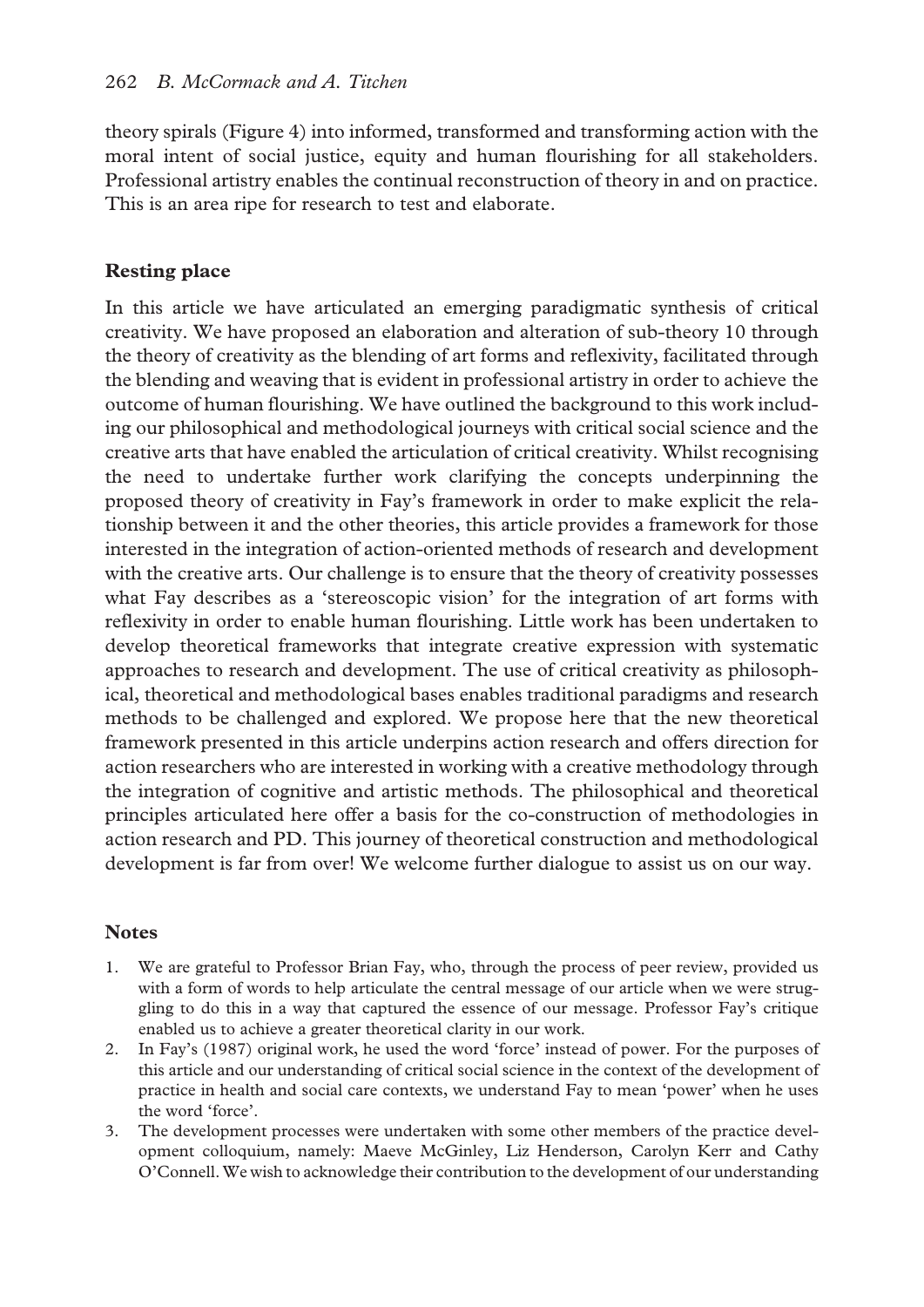theory spirals (Figure 4) into informed, transformed and transforming action with the moral intent of social justice, equity and human flourishing for all stakeholders. Professional artistry enables the continual reconstruction of theory in and on practice. This is an area ripe for research to test and elaborate.

## Resting place

In this article we have articulated an emerging paradigmatic synthesis of critical creativity. We have proposed an elaboration and alteration of sub-theory 10 through the theory of creativity as the blending of art forms and reflexivity, facilitated through the blending and weaving that is evident in professional artistry in order to achieve the outcome of human flourishing. We have outlined the background to this work including our philosophical and methodological journeys with critical social science and the creative arts that have enabled the articulation of critical creativity. Whilst recognising the need to undertake further work clarifying the concepts underpinning the proposed theory of creativity in Fay's framework in order to make explicit the relationship between it and the other theories, this article provides a framework for those interested in the integration of action-oriented methods of research and development with the creative arts. Our challenge is to ensure that the theory of creativity possesses what Fay describes as a 'stereoscopic vision' for the integration of art forms with reflexivity in order to enable human flourishing. Little work has been undertaken to develop theoretical frameworks that integrate creative expression with systematic approaches to research and development. The use of critical creativity as philosophical, theoretical and methodological bases enables traditional paradigms and research methods to be challenged and explored. We propose here that the new theoretical framework presented in this article underpins action research and offers direction for action researchers who are interested in working with a creative methodology through the integration of cognitive and artistic methods. The philosophical and theoretical principles articulated here offer a basis for the co-construction of methodologies in action research and PD. This journey of theoretical construction and methodological development is far from over! We welcome further dialogue to assist us on our way.

## Notes

1. We are grateful to Professor Brian Fay, who, through the process of peer review, provided us with a form of words to help articulate the central message of our article when we were struggling to do this in a way that captured the essence of our message. Professor Fay's critique enabled us to achieve a greater theoretical clarity in our work.
2. In Fay's (1987) original work, he used the word 'force' instead of power. For the purposes of this article and our understanding of critical social science in the context of the development of practice in health and social care contexts, we understand Fay to mean 'power' when he uses the word 'force'.
3. The development processes were undertaken with some other members of the practice development colloquium, namely: Maeve McGinley, Liz Henderson, Carolyn Kerr and Cathy O'Connell. We wish to acknowledge their contribution to the development of our understanding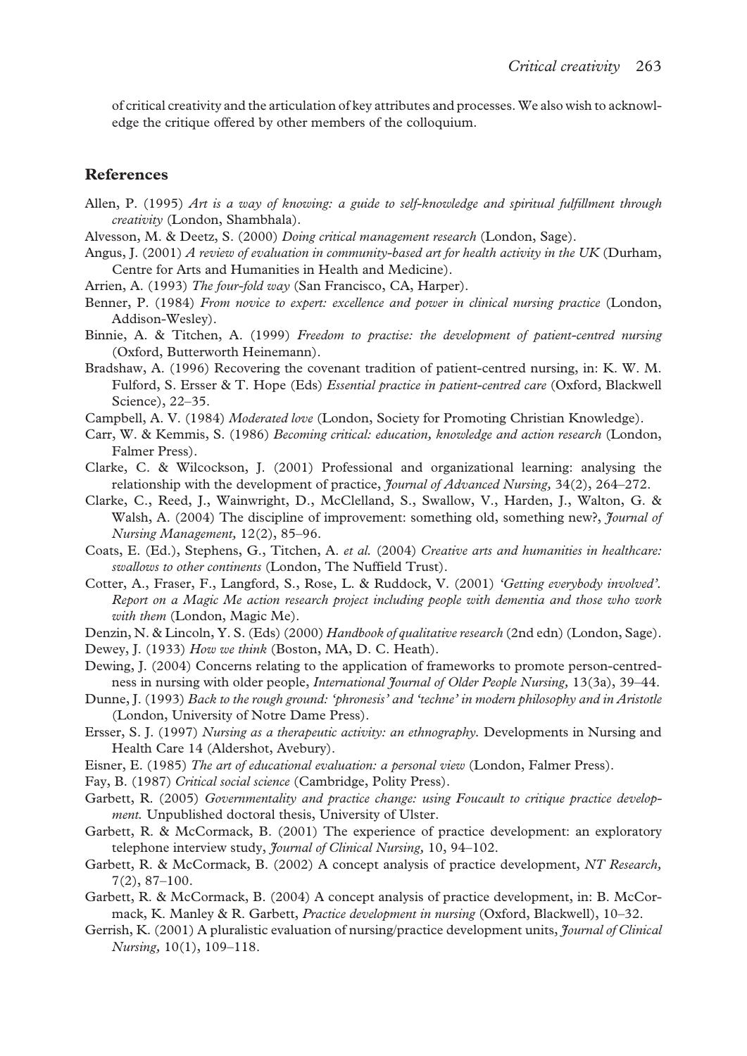of critical creativity and the articulation of key attributes and processes. We also wish to acknowledge the critique offered by other members of the colloquium.

## References

Allen, P. (1995) *Art is a way of knowing: a guide to self-knowledge and spiritual fulfillment through creativity* (London, Shambhala).

Alvesson, M. & Deetz, S. (2000) *Doing critical management research* (London, Sage).

Angus, J. (2001) *A review of evaluation in community-based art for health activity in the UK* (Durham, Centre for Arts and Humanities in Health and Medicine).

Arrien, A. (1993) *The four-fold way* (San Francisco, CA, Harper).

Benner, P. (1984) *From novice to expert: excellence and power in clinical nursing practice* (London, Addison-Wesley).

Binnie, A. & Titchen, A. (1999) *Freedom to practise: the development of patient-centred nursing* (Oxford, Butterworth Heinemann).

Bradshaw, A. (1996) Recovering the covenant tradition of patient-centred nursing, in: K. W. M. Fulford, S. Ersser & T. Hope (Eds) *Essential practice in patient-centred care* (Oxford, Blackwell Science), 22–35.

Campbell, A. V. (1984) *Moderated love* (London, Society for Promoting Christian Knowledge).

Carr, W. & Kemmis, S. (1986) *Becoming critical: education, knowledge and action research* (London, Falmer Press).

Clarke, C. & Wilcockson, J. (2001) Professional and organizational learning: analysing the relationship with the development of practice, *Journal of Advanced Nursing,* 34(2), 264–272.

Clarke, C., Reed, J., Wainwright, D., McClelland, S., Swallow, V., Harden, J., Walton, G. & Walsh, A. (2004) The discipline of improvement: something old, something new?, *Journal of Nursing Management,* 12(2), 85–96.

Coats, E. (Ed.), Stephens, G., Titchen, A. *et al.* (2004) *Creative arts and humanities in healthcare: swallows to other continents* (London, The Nuffield Trust).

Cotter, A., Fraser, F., Langford, S., Rose, L. & Ruddock, V. (2001) *'Getting everybody involved'. Report on a Magic Me action research project including people with dementia and those who work with them* (London, Magic Me).

Denzin, N. & Lincoln, Y. S. (Eds) (2000) *Handbook of qualitative research* (2nd edn) (London, Sage).

Dewey, J. (1933) *How we think* (Boston, MA, D. C. Heath).

Dewing, J. (2004) Concerns relating to the application of frameworks to promote person-centredness in nursing with older people, *International Journal of Older People Nursing,* 13(3a), 39–44.

Dunne, J. (1993) *Back to the rough ground: 'phronesis' and 'techne' in modern philosophy and in Aristotle* (London, University of Notre Dame Press).

Ersser, S. J. (1997) *Nursing as a therapeutic activity: an ethnography.* Developments in Nursing and Health Care 14 (Aldershot, Avebury).

Eisner, E. (1985) *The art of educational evaluation: a personal view* (London, Falmer Press).

Fay, B. (1987) *Critical social science* (Cambridge, Polity Press).

Garbett, R. (2005) *Governmentality and practice change: using Foucault to critique practice development.* Unpublished doctoral thesis, University of Ulster.

Garbett, R. & McCormack, B. (2001) The experience of practice development: an exploratory telephone interview study, *Journal of Clinical Nursing,* 10, 94–102.

Garbett, R. & McCormack, B. (2002) A concept analysis of practice development, *NT Research,* 7(2), 87–100.

Garbett, R. & McCormack, B. (2004) A concept analysis of practice development, in: B. McCormack, K. Manley & R. Garbett, *Practice development in nursing* (Oxford, Blackwell), 10–32.

Gerrish, K. (2001) A pluralistic evaluation of nursing/practice development units, *Journal of Clinical Nursing,* 10(1), 109–118.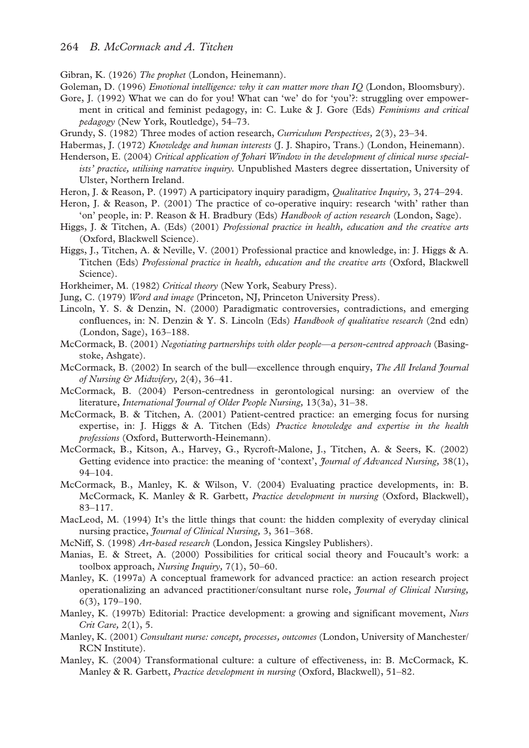Gibran, K. (1926) *The prophet* (London, Heinemann).

Goleman, D. (1996) *Emotional intelligence: why it can matter more than IQ* (London, Bloomsbury).

Gore, J. (1992) What we can do for you! What can 'we' do for 'you'?: struggling over empowerment in critical and feminist pedagogy, in: C. Luke & J. Gore (Eds) *Feminisms and critical pedagogy* (New York, Routledge), 54–73.

Grundy, S. (1982) Three modes of action research, *Curriculum Perspectives,* 2(3), 23–34.

Habermas, J. (1972) *Knowledge and human interests* (J. J. Shapiro, Trans.) (London, Heinemann).

Henderson, E. (2004) *Critical application of Johari Window in the development of clinical nurse specialists' practice, utilising narrative inquiry.* Unpublished Masters degree dissertation, University of Ulster, Northern Ireland.

Heron, J. & Reason, P. (1997) A participatory inquiry paradigm, *Qualitative Inquiry,* 3, 274–294.

Heron, J. & Reason, P. (2001) The practice of co-operative inquiry: research 'with' rather than 'on' people, in: P. Reason & H. Bradbury (Eds) *Handbook of action research* (London, Sage).

Higgs, J. & Titchen, A. (Eds) (2001) *Professional practice in health, education and the creative arts* (Oxford, Blackwell Science).

Higgs, J., Titchen, A. & Neville, V. (2001) Professional practice and knowledge, in: J. Higgs & A. Titchen (Eds) *Professional practice in health, education and the creative arts* (Oxford, Blackwell Science).

Horkheimer, M. (1982) *Critical theory* (New York, Seabury Press).

Jung, C. (1979) *Word and image* (Princeton, NJ, Princeton University Press).

Lincoln, Y. S. & Denzin, N. (2000) Paradigmatic controversies, contradictions, and emerging confluences, in: N. Denzin & Y. S. Lincoln (Eds) *Handbook of qualitative research* (2nd edn) (London, Sage), 163–188.

McCormack, B. (2001) *Negotiating partnerships with older people—a person-centred approach* (Basingstoke, Ashgate).

McCormack, B. (2002) In search of the bull—excellence through enquiry, *The All Ireland Journal of Nursing & Midwifery,* 2(4), 36–41.

McCormack, B. (2004) Person-centredness in gerontological nursing: an overview of the literature, *International Journal of Older People Nursing,* 13(3a), 31–38.

McCormack, B. & Titchen, A. (2001) Patient-centred practice: an emerging focus for nursing expertise, in: J. Higgs & A. Titchen (Eds) *Practice knowledge and expertise in the health professions* (Oxford, Butterworth-Heinemann).

McCormack, B., Kitson, A., Harvey, G., Rycroft-Malone, J., Titchen, A. & Seers, K. (2002) Getting evidence into practice: the meaning of 'context', *Journal of Advanced Nursing,* 38(1), 94–104.

McCormack, B., Manley, K. & Wilson, V. (2004) Evaluating practice developments, in: B. McCormack, K. Manley & R. Garbett, *Practice development in nursing* (Oxford, Blackwell), 83–117.

MacLeod, M. (1994) It's the little things that count: the hidden complexity of everyday clinical nursing practice, *Journal of Clinical Nursing,* 3, 361–368.

McNiff, S. (1998) *Art-based research* (London, Jessica Kingsley Publishers).

Manias, E. & Street, A. (2000) Possibilities for critical social theory and Foucault's work: a toolbox approach, *Nursing Inquiry,* 7(1), 50–60.

Manley, K. (1997a) A conceptual framework for advanced practice: an action research project operationalizing an advanced practitioner/consultant nurse role, *Journal of Clinical Nursing,* 6(3), 179–190.

Manley, K. (1997b) Editorial: Practice development: a growing and significant movement, *Nurs Crit Care,* 2(1), 5.

Manley, K. (2001) *Consultant nurse: concept, processes, outcomes* (London, University of Manchester/RCN Institute).

Manley, K. (2004) Transformational culture: a culture of effectiveness, in: B. McCormack, K. Manley & R. Garbett, *Practice development in nursing* (Oxford, Blackwell), 51–82.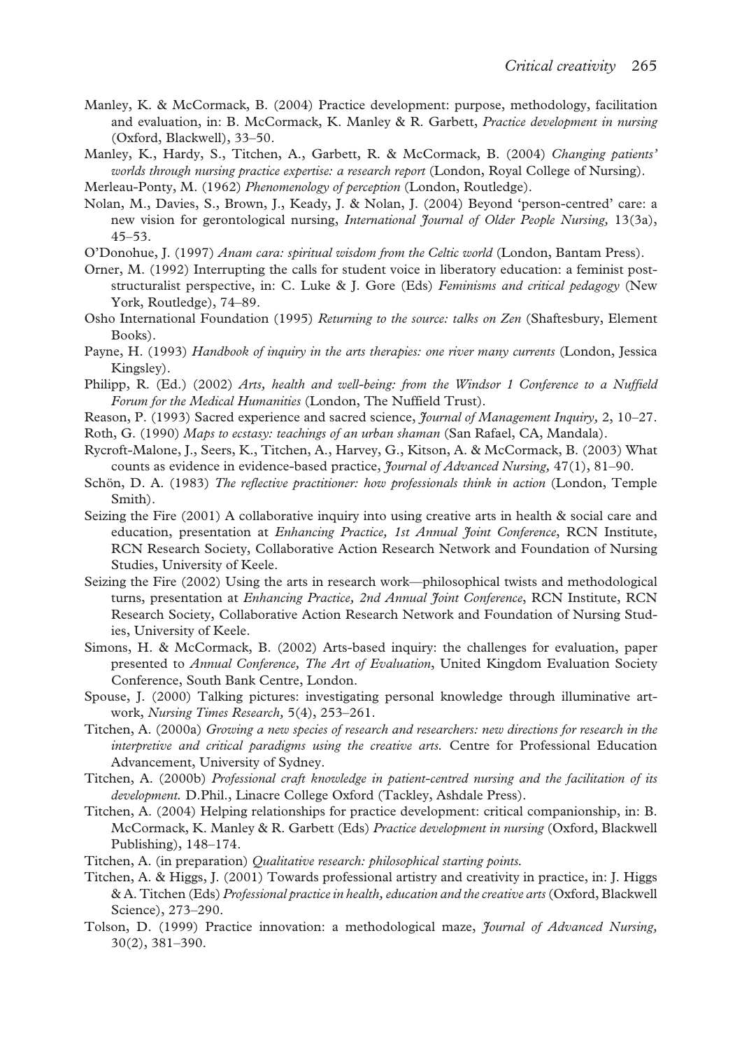Manley, K. & McCormack, B. (2004) Practice development: purpose, methodology, facilitation and evaluation, in: B. McCormack, K. Manley & R. Garbett, *Practice development in nursing* (Oxford, Blackwell), 33–50.

Manley, K., Hardy, S., Titchen, A., Garbett, R. & McCormack, B. (2004) *Changing patients' worlds through nursing practice expertise: a research report* (London, Royal College of Nursing).

Merleau-Ponty, M. (1962) *Phenomenology of perception* (London, Routledge).

Nolan, M., Davies, S., Brown, J., Keady, J. & Nolan, J. (2004) Beyond 'person-centred' care: a new vision for gerontological nursing, *International Journal of Older People Nursing,* 13(3a), 45–53.

O'Donohue, J. (1997) *Anam cara: spiritual wisdom from the Celtic world* (London, Bantam Press).

Orner, M. (1992) Interrupting the calls for student voice in liberatory education: a feminist post-structuralist perspective, in: C. Luke & J. Gore (Eds) *Feminisms and critical pedagogy* (New York, Routledge), 74–89.

Osho International Foundation (1995) *Returning to the source: talks on Zen* (Shaftesbury, Element Books).

Payne, H. (1993) *Handbook of inquiry in the arts therapies: one river many currents* (London, Jessica Kingsley).

Philipp, R. (Ed.) (2002) *Arts, health and well-being: from the Windsor 1 Conference to a Nuffield Forum for the Medical Humanities* (London, The Nuffield Trust).

Reason, P. (1993) Sacred experience and sacred science, *Journal of Management Inquiry,* 2, 10–27.

Roth, G. (1990) *Maps to ecstasy: teachings of an urban shaman* (San Rafael, CA, Mandala).

Rycroft-Malone, J., Seers, K., Titchen, A., Harvey, G., Kitson, A. & McCormack, B. (2003) What counts as evidence in evidence-based practice, *Journal of Advanced Nursing,* 47(1), 81–90.

Schön, D. A. (1983) *The reflective practitioner: how professionals think in action* (London, Temple Smith).

Seizing the Fire (2001) A collaborative inquiry into using creative arts in health & social care and education, presentation at *Enhancing Practice, 1st Annual Joint Conference*, RCN Institute, RCN Research Society, Collaborative Action Research Network and Foundation of Nursing Studies, University of Keele.

Seizing the Fire (2002) Using the arts in research work—philosophical twists and methodological turns, presentation at *Enhancing Practice, 2nd Annual Joint Conference*, RCN Institute, RCN Research Society, Collaborative Action Research Network and Foundation of Nursing Studies, University of Keele.

Simons, H. & McCormack, B. (2002) Arts-based inquiry: the challenges for evaluation, paper presented to *Annual Conference, The Art of Evaluation*, United Kingdom Evaluation Society Conference, South Bank Centre, London.

Spouse, J. (2000) Talking pictures: investigating personal knowledge through illuminative artwork, *Nursing Times Research,* 5(4), 253–261.

Titchen, A. (2000a) *Growing a new species of research and researchers: new directions for research in the interpretive and critical paradigms using the creative arts.* Centre for Professional Education Advancement, University of Sydney.

Titchen, A. (2000b) *Professional craft knowledge in patient-centred nursing and the facilitation of its development.* D.Phil., Linacre College Oxford (Tackley, Ashdale Press).

Titchen, A. (2004) Helping relationships for practice development: critical companionship, in: B. McCormack, K. Manley & R. Garbett (Eds) *Practice development in nursing* (Oxford, Blackwell Publishing), 148–174.

Titchen, A. (in preparation) *Qualitative research: philosophical starting points.*

Titchen, A. & Higgs, J. (2001) Towards professional artistry and creativity in practice, in: J. Higgs & A. Titchen (Eds) *Professional practice in health, education and the creative arts* (Oxford, Blackwell Science), 273–290.

Tolson, D. (1999) Practice innovation: a methodological maze, *Journal of Advanced Nursing,* 30(2), 381–390.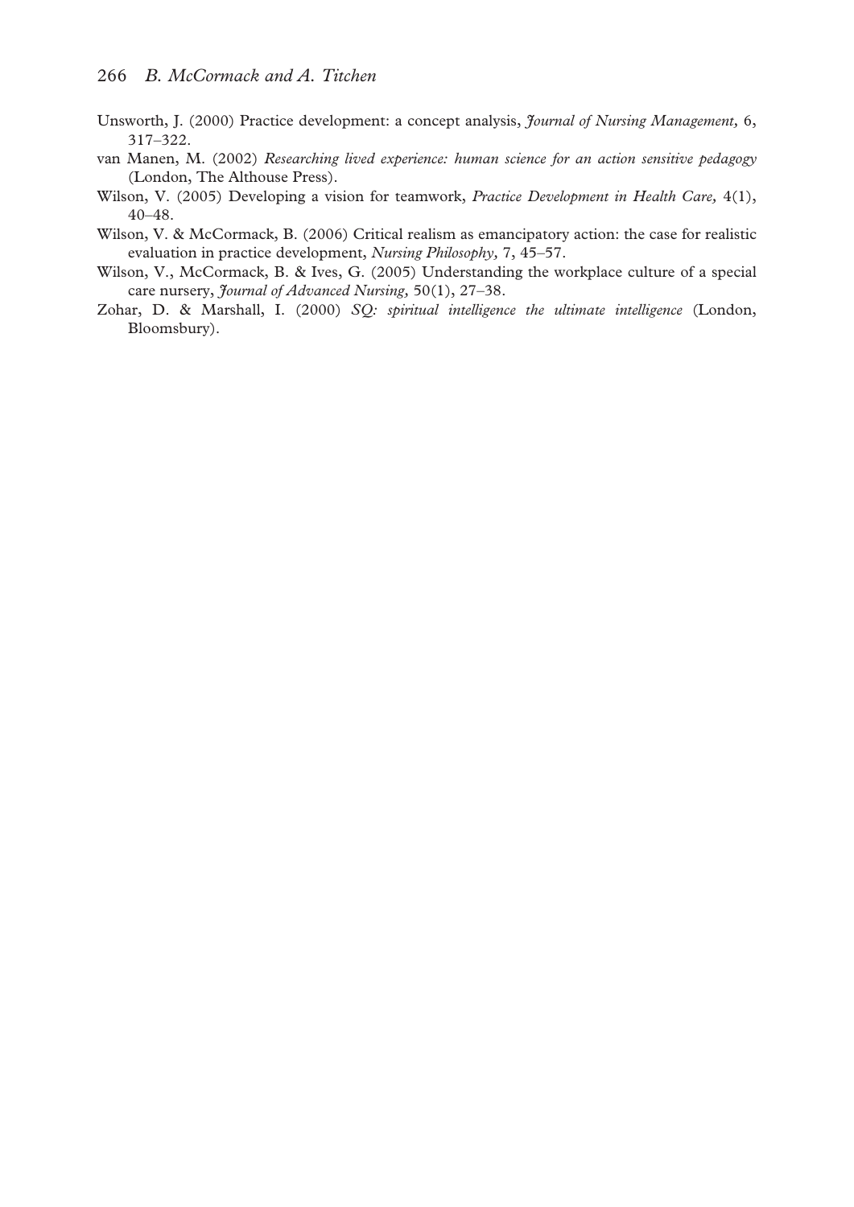Unsworth, J. (2000) Practice development: a concept analysis, *Journal of Nursing Management,* 6, 317–322.

van Manen, M. (2002) *Researching lived experience: human science for an action sensitive pedagogy* (London, The Althouse Press).

Wilson, V. (2005) Developing a vision for teamwork, *Practice Development in Health Care,* 4(1), 40–48.

Wilson, V. & McCormack, B. (2006) Critical realism as emancipatory action: the case for realistic evaluation in practice development, *Nursing Philosophy,* 7, 45–57.

Wilson, V., McCormack, B. & Ives, G. (2005) Understanding the workplace culture of a special care nursery, *Journal of Advanced Nursing,* 50(1), 27–38.

Zohar, D. & Marshall, I. (2000) *SQ: spiritual intelligence the ultimate intelligence* (London, Bloomsbury).